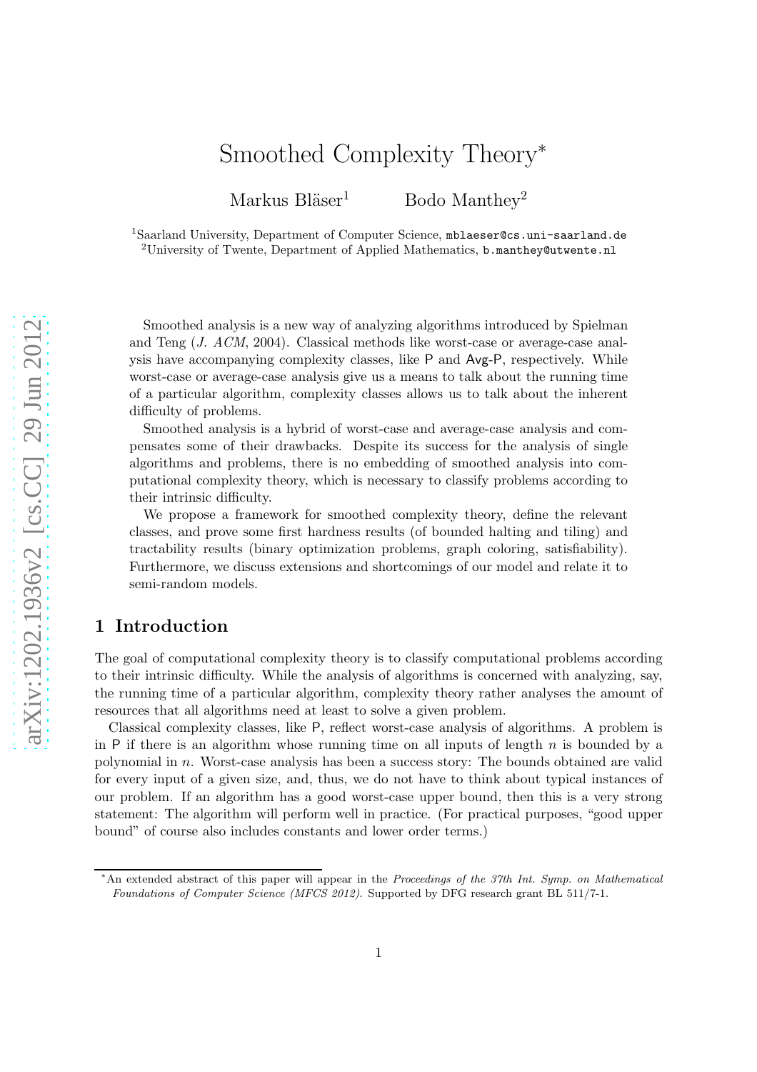# Smoothed Complexity Theory*

Markus Bläser[1] Bodo Manthey[2]

[1]Saarland University, Department of Computer Science, mblaeser@cs.uni-saarland.de
[2]University of Twente, Department of Applied Mathematics, b.manthey@utwente.nl

Smoothed analysis is a new way of analyzing algorithms introduced by Spielman and Teng (*J. ACM*, 2004). Classical methods like worst-case or average-case analysis have accompanying complexity classes, like P and Avg-P, respectively. While worst-case or average-case analysis give us a means to talk about the running time of a particular algorithm, complexity classes allows us to talk about the inherent difficulty of problems.

Smoothed analysis is a hybrid of worst-case and average-case analysis and compensates some of their drawbacks. Despite its success for the analysis of single algorithms and problems, there is no embedding of smoothed analysis into computational complexity theory, which is necessary to classify problems according to their intrinsic difficulty.

We propose a framework for smoothed complexity theory, define the relevant classes, and prove some first hardness results (of bounded halting and tiling) and tractability results (binary optimization problems, graph coloring, satisfiability). Furthermore, we discuss extensions and shortcomings of our model and relate it to semi-random models.

## 1 Introduction

The goal of computational complexity theory is to classify computational problems according to their intrinsic difficulty. While the analysis of algorithms is concerned with analyzing, say, the running time of a particular algorithm, complexity theory rather analyses the amount of resources that all algorithms need at least to solve a given problem.

Classical complexity classes, like P, reflect worst-case analysis of algorithms. A problem is in P if there is an algorithm whose running time on all inputs of length $n$ is bounded by a polynomial in $n$. Worst-case analysis has been a success story: The bounds obtained are valid for every input of a given size, and, thus, we do not have to think about typical instances of our problem. If an algorithm has a good worst-case upper bound, then this is a very strong statement: The algorithm will perform well in practice. (For practical purposes, "good upper bound" of course also includes constants and lower order terms.)

*An extended abstract of this paper will appear in the *Proceedings of the 37th Int. Symp. on Mathematical Foundations of Computer Science (MFCS 2012)*. Supported by DFG research grant BL 511/7-1.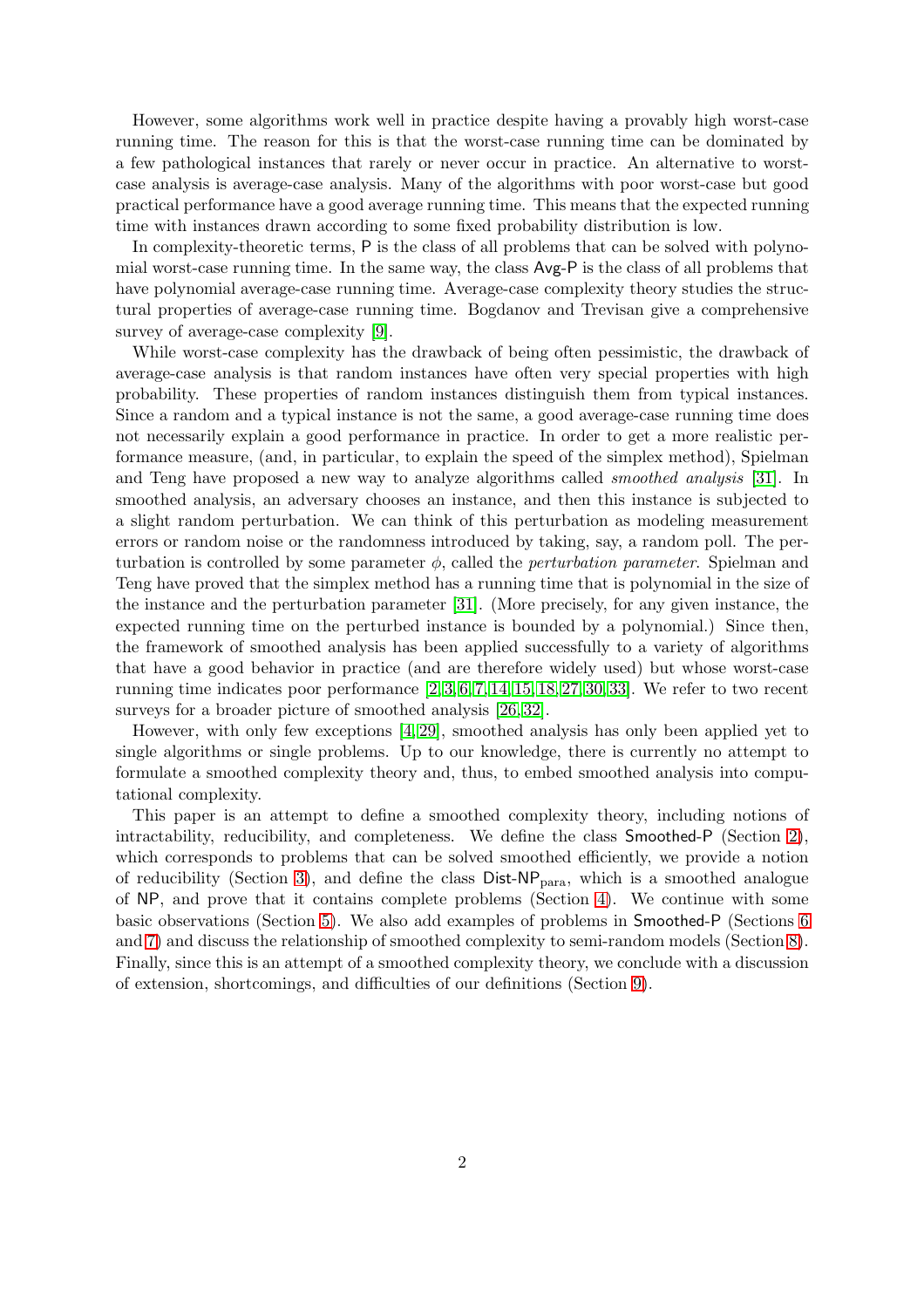However, some algorithms work well in practice despite having a provably high worst-case running time. The reason for this is that the worst-case running time can be dominated by a few pathological instances that rarely or never occur in practice. An alternative to worst-case analysis is average-case analysis. Many of the algorithms with poor worst-case but good practical performance have a good average running time. This means that the expected running time with instances drawn according to some fixed probability distribution is low.

In complexity-theoretic terms, P is the class of all problems that can be solved with polynomial worst-case running time. In the same way, the class Avg-P is the class of all problems that have polynomial average-case running time. Average-case complexity theory studies the structural properties of average-case running time. Bogdanov and Trevisan give a comprehensive survey of average-case complexity [9].

While worst-case complexity has the drawback of being often pessimistic, the drawback of average-case analysis is that random instances have often very special properties with high probability. These properties of random instances distinguish them from typical instances. Since a random and a typical instance is not the same, a good average-case running time does not necessarily explain a good performance in practice. In order to get a more realistic performance measure, (and, in particular, to explain the speed of the simplex method), Spielman and Teng have proposed a new way to analyze algorithms called *smoothed analysis* [31]. In smoothed analysis, an adversary chooses an instance, and then this instance is subjected to a slight random perturbation. We can think of this perturbation as modeling measurement errors or random noise or the randomness introduced by taking, say, a random poll. The perturbation is controlled by some parameter $\phi$, called the *perturbation parameter*. Spielman and Teng have proved that the simplex method has a running time that is polynomial in the size of the instance and the perturbation parameter [31]. (More precisely, for any given instance, the expected running time on the perturbed instance is bounded by a polynomial.) Since then, the framework of smoothed analysis has been applied successfully to a variety of algorithms that have a good behavior in practice (and are therefore widely used) but whose worst-case running time indicates poor performance [2,3,6,7,14,15,18,27,30,33]. We refer to two recent surveys for a broader picture of smoothed analysis [26,32].

However, with only few exceptions [4,29], smoothed analysis has only been applied yet to single algorithms or single problems. Up to our knowledge, there is currently no attempt to formulate a smoothed complexity theory and, thus, to embed smoothed analysis into computational complexity.

This paper is an attempt to define a smoothed complexity theory, including notions of intractability, reducibility, and completeness. We define the class Smoothed-P (Section 2), which corresponds to problems that can be solved smoothed efficiently, we provide a notion of reducibility (Section 3), and define the class Dist-NP$_{\text{para}}$, which is a smoothed analogue of NP, and prove that it contains complete problems (Section 4). We continue with some basic observations (Section 5). We also add examples of problems in Smoothed-P (Sections 6 and 7) and discuss the relationship of smoothed complexity to semi-random models (Section 8). Finally, since this is an attempt of a smoothed complexity theory, we conclude with a discussion of extension, shortcomings, and difficulties of our definitions (Section 9).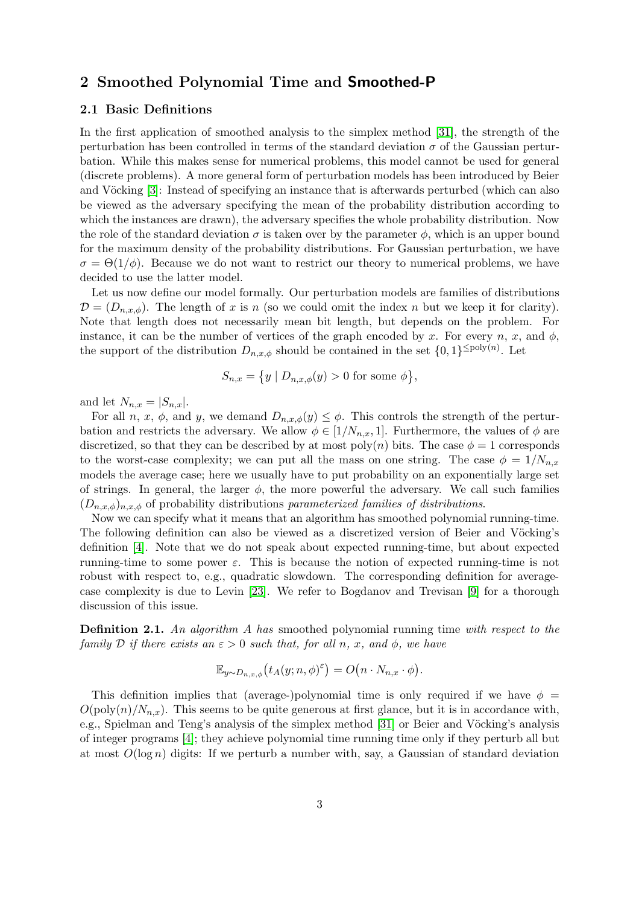## 2 Smoothed Polynomial Time and Smoothed-P

### 2.1 Basic Definitions

In the first application of smoothed analysis to the simplex method [31], the strength of the perturbation has been controlled in terms of the standard deviation $\sigma$ of the Gaussian perturbation. While this makes sense for numerical problems, this model cannot be used for general (discrete problems). A more general form of perturbation models has been introduced by Beier and Vöcking [3]: Instead of specifying an instance that is afterwards perturbed (which can also be viewed as the adversary specifying the mean of the probability distribution according to which the instances are drawn), the adversary specifies the whole probability distribution. Now the role of the standard deviation $\sigma$ is taken over by the parameter $\phi$, which is an upper bound for the maximum density of the probability distributions. For Gaussian perturbation, we have $\sigma = \Theta(1/\phi)$. Because we do not want to restrict our theory to numerical problems, we have decided to use the latter model.

Let us now define our model formally. Our perturbation models are families of distributions $\mathcal{D} = (D_{n,x,\phi})$. The length of $x$ is $n$ (so we could omit the index $n$ but we keep it for clarity). Note that length does not necessarily mean bit length, but depends on the problem. For instance, it can be the number of vertices of the graph encoded by $x$. For every $n$, $x$, and $\phi$, the support of the distribution $D_{n,x,\phi}$ should be contained in the set $\{0,1\}^{\leq \mathrm{poly}(n)}$. Let

$$S_{n,x} = \{y \mid D_{n,x,\phi}(y) > 0 \text{ for some } \phi\},$$

and let $N_{n,x} = |S_{n,x}|$.

For all $n$, $x$, $\phi$, and $y$, we demand $D_{n,x,\phi}(y) \leq \phi$. This controls the strength of the perturbation and restricts the adversary. We allow $\phi \in [1/N_{n,x}, 1]$. Furthermore, the values of $\phi$ are discretized, so that they can be described by at most poly$(n)$ bits. The case $\phi = 1$ corresponds to the worst-case complexity; we can put all the mass on one string. The case $\phi = 1/N_{n,x}$ models the average case; here we usually have to put probability on an exponentially large set of strings. In general, the larger $\phi$, the more powerful the adversary. We call such families $(D_{n,x,\phi})_{n,x,\phi}$ of probability distributions *parameterized families of distributions*.

Now we can specify what it means that an algorithm has smoothed polynomial running-time. The following definition can also be viewed as a discretized version of Beier and Vöcking's definition [4]. Note that we do not speak about expected running-time, but about expected running-time to some power $\varepsilon$. This is because the notion of expected running-time is not robust with respect to, e.g., quadratic slowdown. The corresponding definition for average-case complexity is due to Levin [23]. We refer to Bogdanov and Trevisan [9] for a thorough discussion of this issue.

**Definition 2.1.** *An algorithm $A$ has* smoothed polynomial running time *with respect to the family $\mathcal{D}$ if there exists an $\varepsilon > 0$ such that, for all $n$, $x$, and $\phi$, we have*

$$\mathbb{E}_{y \sim D_{n,x,\phi}}\big(t_A(y; n, \phi)^{\varepsilon}\big) = O\big(n \cdot N_{n,x} \cdot \phi\big).$$

This definition implies that (average-)polynomial time is only required if we have $\phi = O(\mathrm{poly}(n)/N_{n,x})$. This seems to be quite generous at first glance, but it is in accordance with, e.g., Spielman and Teng's analysis of the simplex method [31] or Beier and Vöcking's analysis of integer programs [4]; they achieve polynomial time running time only if they perturb all but at most $O(\log n)$ digits: If we perturb a number with, say, a Gaussian of standard deviation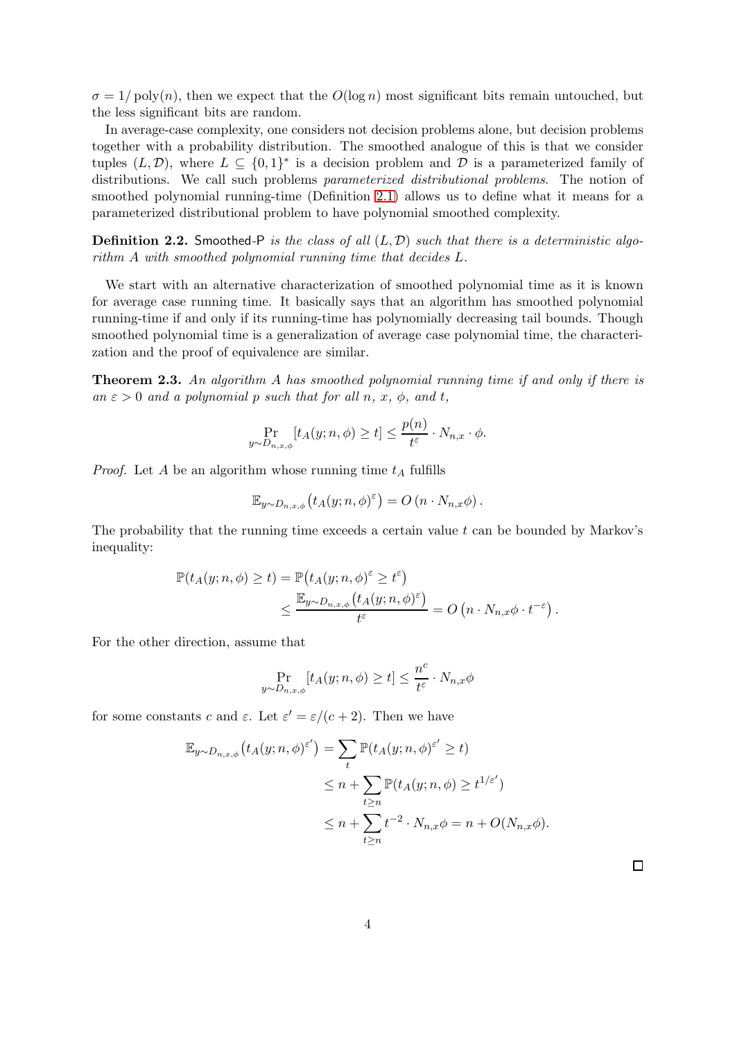$\sigma = 1/\operatorname{poly}(n)$, then we expect that the $O(\log n)$ most significant bits remain untouched, but the less significant bits are random.

In average-case complexity, one considers not decision problems alone, but decision problems together with a probability distribution. The smoothed analogue of this is that we consider tuples $(L, \mathcal{D})$, where $L \subseteq \{0,1\}^*$ is a decision problem and $\mathcal{D}$ is a parameterized family of distributions. We call such problems *parameterized distributional problems*. The notion of smoothed polynomial running-time (Definition 2.1) allows us to define what it means for a parameterized distributional problem to have polynomial smoothed complexity.

**Definition 2.2.** Smoothed-P *is the class of all $(L, \mathcal{D})$ such that there is a deterministic algorithm $A$ with smoothed polynomial running time that decides $L$.*

We start with an alternative characterization of smoothed polynomial time as it is known for average case running time. It basically says that an algorithm has smoothed polynomial running-time if and only if its running-time has polynomially decreasing tail bounds. Though smoothed polynomial time is a generalization of average case polynomial time, the characterization and the proof of equivalence are similar.

**Theorem 2.3.** *An algorithm $A$ has smoothed polynomial running time if and only if there is an $\varepsilon > 0$ and a polynomial $p$ such that for all $n$, $x$, $\phi$, and $t$,*

$$\Pr_{y \sim D_{n,x,\phi}}[t_A(y; n, \phi) \geq t] \leq \frac{p(n)}{t^{\varepsilon}} \cdot N_{n,x} \cdot \phi.$$

*Proof.* Let $A$ be an algorithm whose running time $t_A$ fulfills

$$\mathbb{E}_{y \sim D_{n,x,\phi}}\big(t_A(y; n, \phi)^{\varepsilon}\big) = O\left(n \cdot N_{n,x}\phi\right).$$

The probability that the running time exceeds a certain value $t$ can be bounded by Markov's inequality:

$$\begin{aligned}
\mathbb{P}(t_A(y; n, \phi) \geq t) &= \mathbb{P}\big(t_A(y; n, \phi)^{\varepsilon} \geq t^{\varepsilon}\big) \\
&\leq \frac{\mathbb{E}_{y \sim D_{n,x,\phi}}\big(t_A(y; n, \phi)^{\varepsilon}\big)}{t^{\varepsilon}} = O\left(n \cdot N_{n,x}\phi \cdot t^{-\varepsilon}\right).
\end{aligned}$$

For the other direction, assume that

$$\Pr_{y \sim D_{n,x,\phi}}[t_A(y; n, \phi) \geq t] \leq \frac{n^c}{t^{\varepsilon}} \cdot N_{n,x}\phi$$

for some constants $c$ and $\varepsilon$. Let $\varepsilon' = \varepsilon/(c+2)$. Then we have

$$\begin{aligned}
\mathbb{E}_{y \sim D_{n,x,\phi}}\big(t_A(y; n, \phi)^{\varepsilon'}\big) &= \sum_t \mathbb{P}(t_A(y; n, \phi)^{\varepsilon'} \geq t) \\
&\leq n + \sum_{t \geq n} \mathbb{P}(t_A(y; n, \phi) \geq t^{1/\varepsilon'}) \\
&\leq n + \sum_{t \geq n} t^{-2} \cdot N_{n,x}\phi = n + O(N_{n,x}\phi).
\end{aligned}$$

□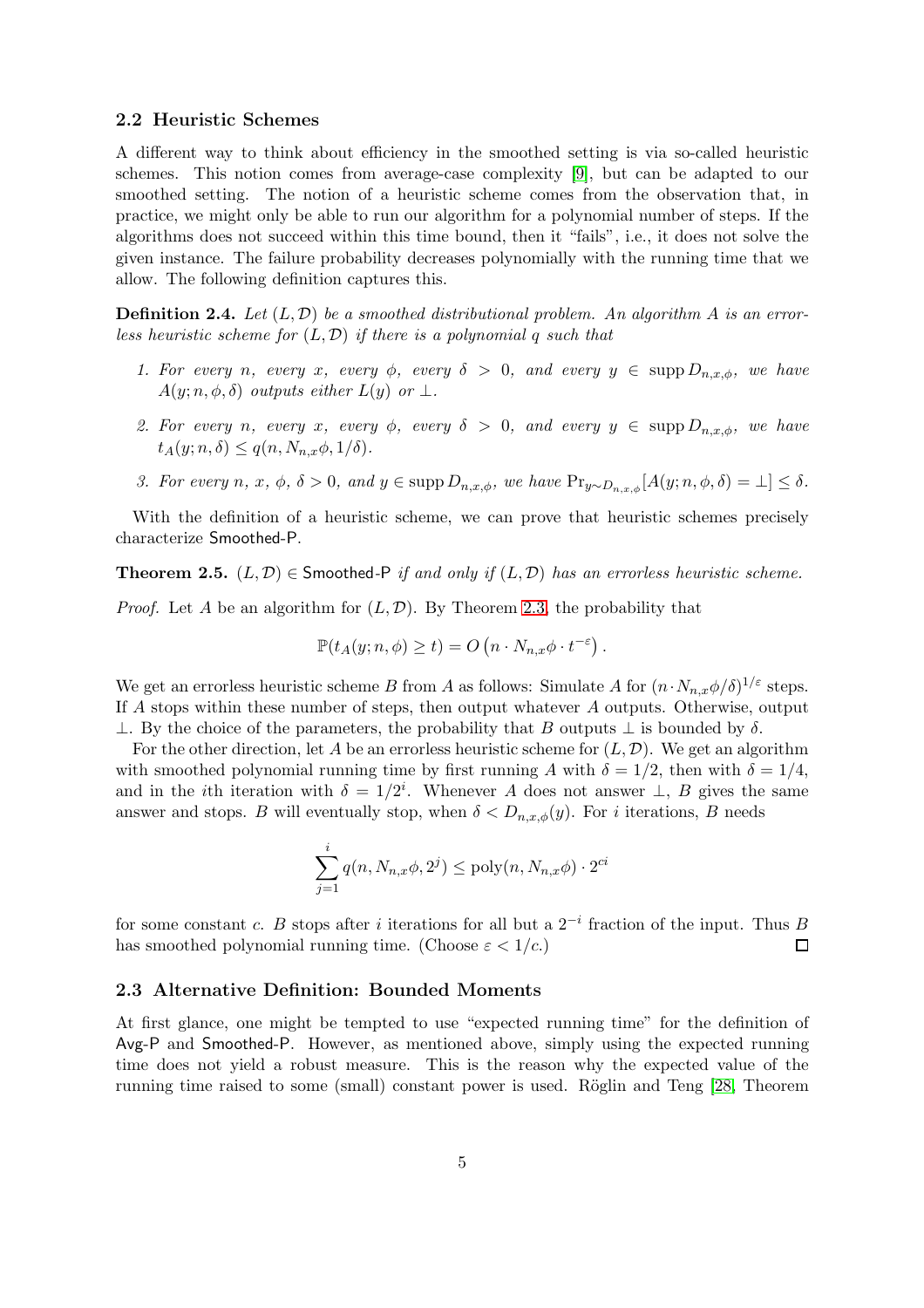### 2.2 Heuristic Schemes

A different way to think about efficiency in the smoothed setting is via so-called heuristic schemes. This notion comes from average-case complexity [9], but can be adapted to our smoothed setting. The notion of a heuristic scheme comes from the observation that, in practice, we might only be able to run our algorithm for a polynomial number of steps. If the algorithms does not succeed within this time bound, then it "fails", i.e., it does not solve the given instance. The failure probability decreases polynomially with the running time that we allow. The following definition captures this.

**Definition 2.4.** *Let $(L, \mathcal{D})$ be a smoothed distributional problem. An algorithm $A$ is an errorless heuristic scheme for $(L, \mathcal{D})$ if there is a polynomial $q$ such that*

1. *For every $n$, every $x$, every $\phi$, every $\delta > 0$, and every $y \in \operatorname{supp} D_{n,x,\phi}$, we have $A(y; n, \phi, \delta)$ outputs either $L(y)$ or $\perp$.*
2. *For every $n$, every $x$, every $\phi$, every $\delta > 0$, and every $y \in \operatorname{supp} D_{n,x,\phi}$, we have $t_A(y; n, \delta) \leq q(n, N_{n,x}\phi, 1/\delta)$.*
3. *For every $n$, $x$, $\phi$, $\delta > 0$, and $y \in \operatorname{supp} D_{n,x,\phi}$, we have $\Pr_{y \sim D_{n,x,\phi}}[A(y; n, \phi, \delta) = \perp] \leq \delta$.*

With the definition of a heuristic scheme, we can prove that heuristic schemes precisely characterize Smoothed-P.

**Theorem 2.5.** *$(L, \mathcal{D}) \in$ Smoothed-P if and only if $(L, \mathcal{D})$ has an errorless heuristic scheme.*

*Proof.* Let $A$ be an algorithm for $(L, \mathcal{D})$. By Theorem 2.3, the probability that

$$\mathbb{P}(t_A(y; n, \phi) \geq t) = O\left(n \cdot N_{n,x}\phi \cdot t^{-\varepsilon}\right).$$

We get an errorless heuristic scheme $B$ from $A$ as follows: Simulate $A$ for $(n \cdot N_{n,x}\phi/\delta)^{1/\varepsilon}$ steps. If $A$ stops within these number of steps, then output whatever $A$ outputs. Otherwise, output $\perp$. By the choice of the parameters, the probability that $B$ outputs $\perp$ is bounded by $\delta$.

For the other direction, let $A$ be an errorless heuristic scheme for $(L, \mathcal{D})$. We get an algorithm with smoothed polynomial running time by first running $A$ with $\delta = 1/2$, then with $\delta = 1/4$, and in the $i$th iteration with $\delta = 1/2^i$. Whenever $A$ does not answer $\perp$, $B$ gives the same answer and stops. $B$ will eventually stop, when $\delta < D_{n,x,\phi}(y)$. For $i$ iterations, $B$ needs

$$\sum_{j=1}^{i} q(n, N_{n,x}\phi, 2^j) \leq \operatorname{poly}(n, N_{n,x}\phi) \cdot 2^{ci}$$

for some constant $c$. $B$ stops after $i$ iterations for all but a $2^{-i}$ fraction of the input. Thus $B$ has smoothed polynomial running time. (Choose $\varepsilon < 1/c$.) $\square$

### 2.3 Alternative Definition: Bounded Moments

At first glance, one might be tempted to use "expected running time" for the definition of Avg-P and Smoothed-P. However, as mentioned above, simply using the expected running time does not yield a robust measure. This is the reason why the expected value of the running time raised to some (small) constant power is used. Röglin and Teng [28, Theorem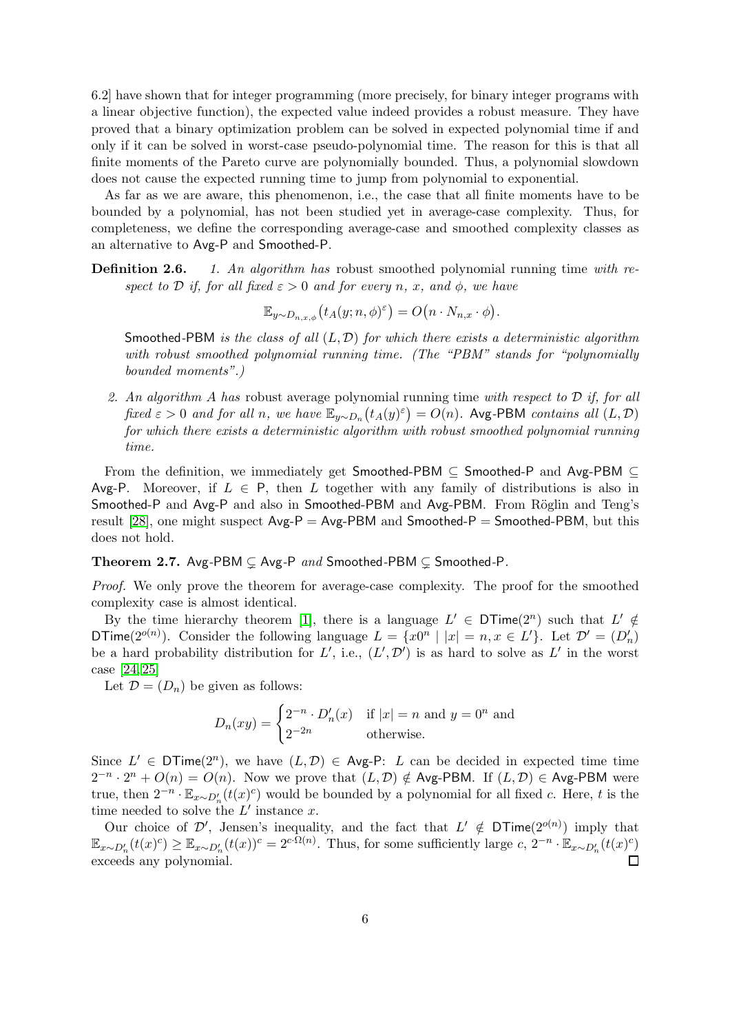6.2] have shown that for integer programming (more precisely, for binary integer programs with a linear objective function), the expected value indeed provides a robust measure. They have proved that a binary optimization problem can be solved in expected polynomial time if and only if it can be solved in worst-case pseudo-polynomial time. The reason for this is that all finite moments of the Pareto curve are polynomially bounded. Thus, a polynomial slowdown does not cause the expected running time to jump from polynomial to exponential.

As far as we are aware, this phenomenon, i.e., the case that all finite moments have to be bounded by a polynomial, has not been studied yet in average-case complexity. Thus, for completeness, we define the corresponding average-case and smoothed complexity classes as an alternative to Avg-P and Smoothed-P.

**Definition 2.6.** *1. An algorithm has* robust smoothed polynomial running time *with respect to $\mathcal{D}$ if, for all fixed $\varepsilon > 0$ and for every $n$, $x$, and $\phi$, we have*

$$\mathbb{E}_{y \sim D_{n,x,\phi}}\big(t_A(y; n, \phi)^{\varepsilon}\big) = O\big(n \cdot N_{n,x} \cdot \phi\big).$$

*Smoothed-PBM is the class of all $(L, \mathcal{D})$ for which there exists a deterministic algorithm with robust smoothed polynomial running time. (The "PBM" stands for "polynomially bounded moments".)*

*2. An algorithm $A$ has* robust average polynomial running time *with respect to $\mathcal{D}$ if, for all fixed $\varepsilon > 0$ and for all $n$, we have $\mathbb{E}_{y \sim D_n}\big(t_A(y)^{\varepsilon}\big) = O(n)$. Avg-PBM contains all $(L, \mathcal{D})$ for which there exists a deterministic algorithm with robust smoothed polynomial running time.*

From the definition, we immediately get Smoothed-PBM $\subseteq$ Smoothed-P and Avg-PBM $\subseteq$ Avg-P. Moreover, if $L \in$ P, then $L$ together with any family of distributions is also in Smoothed-P and Avg-P and also in Smoothed-PBM and Avg-PBM. From Röglin and Teng's result [28], one might suspect Avg-P = Avg-PBM and Smoothed-P = Smoothed-PBM, but this does not hold.

**Theorem 2.7.** *Avg-PBM $\subsetneq$ Avg-P and Smoothed-PBM $\subsetneq$ Smoothed-P.*

*Proof.* We only prove the theorem for average-case complexity. The proof for the smoothed complexity case is almost identical.

By the time hierarchy theorem [1], there is a language $L' \in \mathsf{DTime}(2^n)$ such that $L' \notin \mathsf{DTime}(2^{o(n)})$. Consider the following language $L = \{x0^n \mid |x| = n, x \in L'\}$. Let $\mathcal{D}' = (D'_n)$ be a hard probability distribution for $L'$, i.e., $(L', \mathcal{D}')$ is as hard to solve as $L'$ in the worst case [24, 25]

Let $\mathcal{D} = (D_n)$ be given as follows:

$$D_n(xy) = \begin{cases} 2^{-n} \cdot D'_n(x) & \text{if } |x| = n \text{ and } y = 0^n \text{ and} \\ 2^{-2n} & \text{otherwise.} \end{cases}$$

Since $L' \in \mathsf{DTime}(2^n)$, we have $(L, \mathcal{D}) \in$ Avg-P: $L$ can be decided in expected time time $2^{-n} \cdot 2^n + O(n) = O(n)$. Now we prove that $(L, \mathcal{D}) \notin$ Avg-PBM. If $(L, \mathcal{D}) \in$ Avg-PBM were true, then $2^{-n} \cdot \mathbb{E}_{x \sim D'_n}(t(x)^c)$ would be bounded by a polynomial for all fixed $c$. Here, $t$ is the time needed to solve the $L'$ instance $x$.

Our choice of $\mathcal{D}'$, Jensen's inequality, and the fact that $L' \notin \mathsf{DTime}(2^{o(n)})$ imply that $\mathbb{E}_{x \sim D'_n}(t(x)^c) \geq \mathbb{E}_{x \sim D'_n}(t(x))^c = 2^{c \cdot \Omega(n)}$. Thus, for some sufficiently large $c$, $2^{-n} \cdot \mathbb{E}_{x \sim D'_n}(t(x)^c)$ exceeds any polynomial. $\square$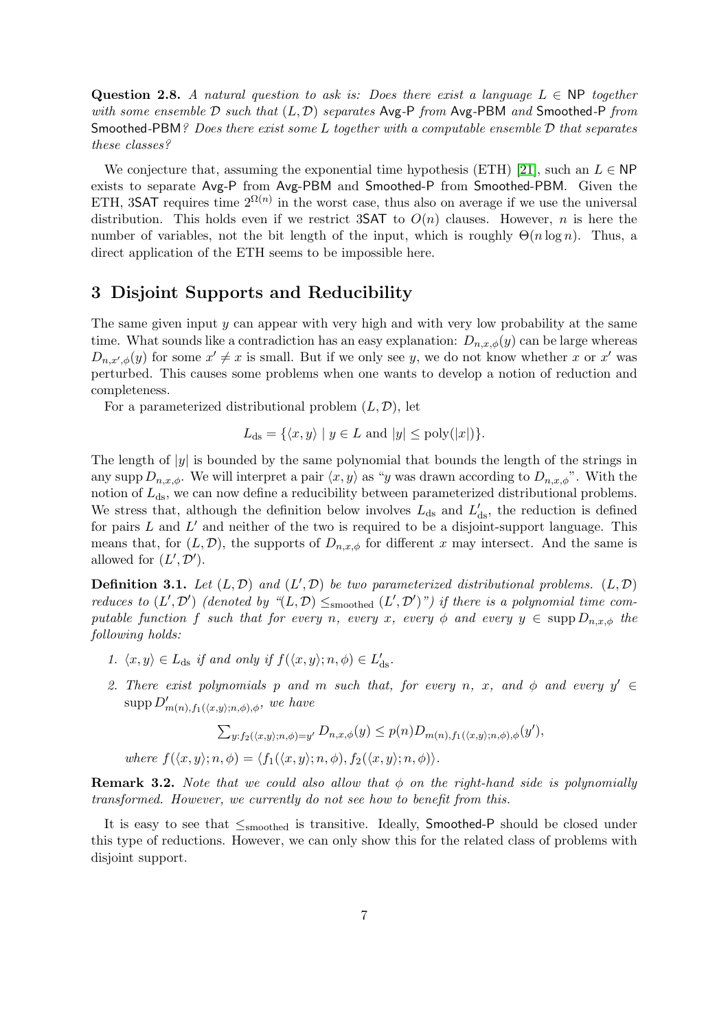**Question 2.8.** *A natural question to ask is: Does there exist a language $L \in \mathsf{NP}$ together with some ensemble $\mathcal{D}$ such that $(L, \mathcal{D})$ separates* Avg-P *from* Avg-PBM *and* Smoothed-P *from* Smoothed-PBM*? Does there exist some $L$ together with a computable ensemble $\mathcal{D}$ that separates these classes?*

We conjecture that, assuming the exponential time hypothesis (ETH) [21], such an $L \in \mathsf{NP}$ exists to separate Avg-P from Avg-PBM and Smoothed-P from Smoothed-PBM. Given the ETH, 3SAT requires time $2^{\Omega(n)}$ in the worst case, thus also on average if we use the universal distribution. This holds even if we restrict 3SAT to $O(n)$ clauses. However, $n$ is here the number of variables, not the bit length of the input, which is roughly $\Theta(n \log n)$. Thus, a direct application of the ETH seems to be impossible here.

# 3 Disjoint Supports and Reducibility

The same given input $y$ can appear with very high and with very low probability at the same time. What sounds like a contradiction has an easy explanation: $D_{n,x,\phi}(y)$ can be large whereas $D_{n,x',\phi}(y)$ for some $x' \neq x$ is small. But if we only see $y$, we do not know whether $x$ or $x'$ was perturbed. This causes some problems when one wants to develop a notion of reduction and completeness.

For a parameterized distributional problem $(L, \mathcal{D})$, let

$$L_{\text{ds}} = \{\langle x, y\rangle \mid y \in L \text{ and } |y| \leq \text{poly}(|x|)\}.$$

The length of $|y|$ is bounded by the same polynomial that bounds the length of the strings in any $\operatorname{supp} D_{n,x,\phi}$. We will interpret a pair $\langle x, y\rangle$ as "$y$ was drawn according to $D_{n,x,\phi}$". With the notion of $L_{\text{ds}}$, we can now define a reducibility between parameterized distributional problems. We stress that, although the definition below involves $L_{\text{ds}}$ and $L'_{\text{ds}}$, the reduction is defined for pairs $L$ and $L'$ and neither of the two is required to be a disjoint-support language. This means that, for $(L, \mathcal{D})$, the supports of $D_{n,x,\phi}$ for different $x$ may intersect. And the same is allowed for $(L', \mathcal{D}')$.

**Definition 3.1.** *Let $(L, \mathcal{D})$ and $(L', \mathcal{D})$ be two parameterized distributional problems. $(L, \mathcal{D})$ reduces to $(L', \mathcal{D}')$ (denoted by "$(L, \mathcal{D}) \leq_{\text{smoothed}} (L', \mathcal{D}')$") if there is a polynomial time computable function $f$ such that for every $n$, every $x$, every $\phi$ and every $y \in \operatorname{supp} D_{n,x,\phi}$ the following holds:*

1. *$\langle x, y\rangle \in L_{\text{ds}}$ if and only if $f(\langle x, y\rangle; n, \phi) \in L'_{\text{ds}}$.*
2. *There exist polynomials $p$ and $m$ such that, for every $n$, $x$, and $\phi$ and every $y' \in \operatorname{supp} D'_{m(n), f_1(\langle x,y\rangle;n,\phi),\phi}$, we have*

$$\textstyle\sum_{y: f_2(\langle x,y\rangle;n,\phi)=y'} D_{n,x,\phi}(y) \leq p(n) D_{m(n),f_1(\langle x,y\rangle;n,\phi),\phi}(y'),$$

*where $f(\langle x, y\rangle; n, \phi) = \langle f_1(\langle x, y\rangle; n, \phi), f_2(\langle x, y\rangle; n, \phi)\rangle$.*

**Remark 3.2.** *Note that we could also allow that $\phi$ on the right-hand side is polynomially transformed. However, we currently do not see how to benefit from this.*

It is easy to see that $\leq_{\text{smoothed}}$ is transitive. Ideally, Smoothed-P should be closed under this type of reductions. However, we can only show this for the related class of problems with disjoint support.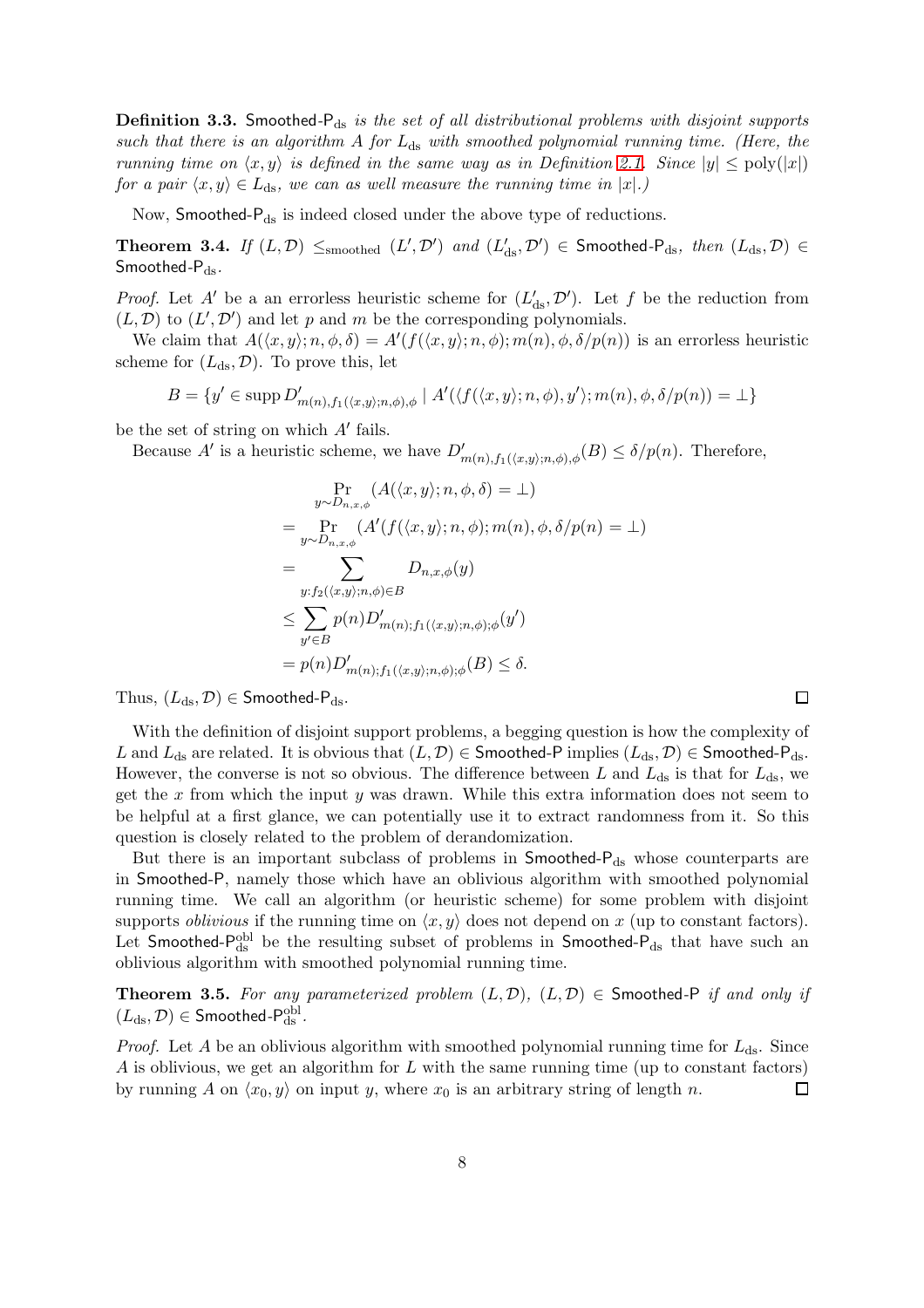**Definition 3.3.** $\mathsf{Smoothed\text{-}P_{ds}}$ *is the set of all distributional problems with disjoint supports such that there is an algorithm $A$ for $L_{\mathrm{ds}}$ with smoothed polynomial running time. (Here, the running time on $\langle x, y\rangle$ is defined in the same way as in Definition 2.1. Since $|y| \leq \mathrm{poly}(|x|)$ for a pair $\langle x, y\rangle \in L_{\mathrm{ds}}$, we can as well measure the running time in $|x|$.)*

Now, $\mathsf{Smoothed\text{-}P_{ds}}$ is indeed closed under the above type of reductions.

**Theorem 3.4.** *If $(L, \mathcal{D}) \leq_{\mathrm{smoothed}} (L', \mathcal{D}')$ and $(L'_{\mathrm{ds}}, \mathcal{D}') \in \mathsf{Smoothed\text{-}P_{ds}}$, then $(L_{\mathrm{ds}}, \mathcal{D}) \in \mathsf{Smoothed\text{-}P_{ds}}$.*

*Proof.* Let $A'$ be a an errorless heuristic scheme for $(L'_{\mathrm{ds}}, \mathcal{D}')$. Let $f$ be the reduction from $(L, \mathcal{D})$ to $(L', \mathcal{D}')$ and let $p$ and $m$ be the corresponding polynomials.

We claim that $A(\langle x, y\rangle; n, \phi, \delta) = A'(f(\langle x, y\rangle; n, \phi); m(n), \phi, \delta/p(n))$ is an errorless heuristic scheme for $(L_{\mathrm{ds}}, \mathcal{D})$. To prove this, let

$$B = \{y' \in \operatorname{supp} D'_{m(n), f_1(\langle x,y\rangle; n, \phi), \phi} \mid A'(\langle f(\langle x, y\rangle; n, \phi), y'\rangle; m(n), \phi, \delta/p(n)) = \bot\}$$

be the set of string on which $A'$ fails.

Because $A'$ is a heuristic scheme, we have $D'_{m(n), f_1(\langle x,y\rangle; n, \phi), \phi}(B) \leq \delta/p(n)$. Therefore,

$$\begin{aligned}
&\Pr_{y \sim D_{n,x,\phi}} (A(\langle x, y\rangle; n, \phi, \delta) = \bot) \\
&= \Pr_{y \sim D_{n,x,\phi}} (A'(f(\langle x, y\rangle; n, \phi); m(n), \phi, \delta/p(n) = \bot) \\
&= \sum_{y : f_2(\langle x,y\rangle; n, \phi) \in B} D_{n,x,\phi}(y) \\
&\leq \sum_{y' \in B} p(n) D'_{m(n); f_1(\langle x,y\rangle; n,\phi); \phi}(y') \\
&= p(n) D'_{m(n); f_1(\langle x,y\rangle; n,\phi); \phi}(B) \leq \delta.
\end{aligned}$$

Thus, $(L_{\mathrm{ds}}, \mathcal{D}) \in \mathsf{Smoothed\text{-}P_{ds}}$. ∎

With the definition of disjoint support problems, a begging question is how the complexity of $L$ and $L_{\mathrm{ds}}$ are related. It is obvious that $(L, \mathcal{D}) \in \mathsf{Smoothed\text{-}P}$ implies $(L_{\mathrm{ds}}, \mathcal{D}) \in \mathsf{Smoothed\text{-}P_{ds}}$. However, the converse is not so obvious. The difference between $L$ and $L_{\mathrm{ds}}$ is that for $L_{\mathrm{ds}}$, we get the $x$ from which the input $y$ was drawn. While this extra information does not seem to be helpful at a first glance, we can potentially use it to extract randomness from it. So this question is closely related to the problem of derandomization.

But there is an important subclass of problems in $\mathsf{Smoothed\text{-}P_{ds}}$ whose counterparts are in $\mathsf{Smoothed\text{-}P}$, namely those which have an oblivious algorithm with smoothed polynomial running time. We call an algorithm (or heuristic scheme) for some problem with disjoint supports *oblivious* if the running time on $\langle x, y\rangle$ does not depend on $x$ (up to constant factors). Let $\mathsf{Smoothed\text{-}P_{ds}^{obl}}$ be the resulting subset of problems in $\mathsf{Smoothed\text{-}P_{ds}}$ that have such an oblivious algorithm with smoothed polynomial running time.

**Theorem 3.5.** *For any parameterized problem $(L, \mathcal{D})$, $(L, \mathcal{D}) \in \mathsf{Smoothed\text{-}P}$ if and only if $(L_{\mathrm{ds}}, \mathcal{D}) \in \mathsf{Smoothed\text{-}P_{ds}^{obl}}$.*

*Proof.* Let $A$ be an oblivious algorithm with smoothed polynomial running time for $L_{\mathrm{ds}}$. Since $A$ is oblivious, we get an algorithm for $L$ with the same running time (up to constant factors) by running $A$ on $\langle x_0, y\rangle$ on input $y$, where $x_0$ is an arbitrary string of length $n$. ∎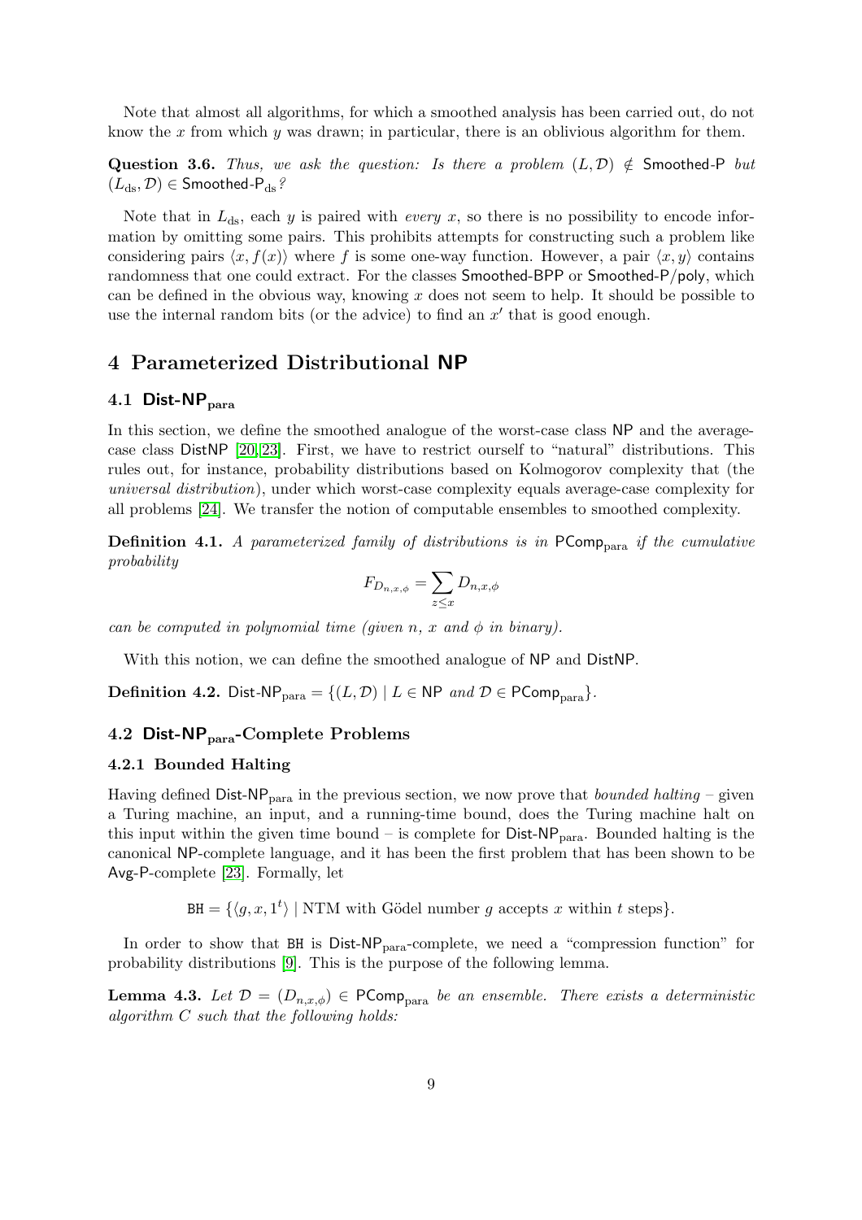Note that almost all algorithms, for which a smoothed analysis has been carried out, do not know the $x$ from which $y$ was drawn; in particular, there is an oblivious algorithm for them.

**Question 3.6.** *Thus, we ask the question: Is there a problem $(L, \mathcal{D}) \notin$ Smoothed-P but $(L_{\mathrm{ds}}, \mathcal{D}) \in$ Smoothed-P$_{\mathrm{ds}}$?*

Note that in $L_{\mathrm{ds}}$, each $y$ is paired with *every* $x$, so there is no possibility to encode information by omitting some pairs. This prohibits attempts for constructing such a problem like considering pairs $\langle x, f(x)\rangle$ where $f$ is some one-way function. However, a pair $\langle x, y\rangle$ contains randomness that one could extract. For the classes Smoothed-BPP or Smoothed-P/poly, which can be defined in the obvious way, knowing $x$ does not seem to help. It should be possible to use the internal random bits (or the advice) to find an $x'$ that is good enough.

# 4 Parameterized Distributional NP

## 4.1 Dist-NP$_{\mathrm{para}}$

In this section, we define the smoothed analogue of the worst-case class NP and the average-case class DistNP [20,23]. First, we have to restrict ourself to "natural" distributions. This rules out, for instance, probability distributions based on Kolmogorov complexity that (the *universal distribution*), under which worst-case complexity equals average-case complexity for all problems [24]. We transfer the notion of computable ensembles to smoothed complexity.

**Definition 4.1.** *A parameterized family of distributions is in PComp$_{\mathrm{para}}$ if the cumulative probability*

$$F_{D_{n,x,\phi}} = \sum_{z \leq x} D_{n,x,\phi}$$

*can be computed in polynomial time (given $n$, $x$ and $\phi$ in binary).*

With this notion, we can define the smoothed analogue of NP and DistNP.

**Definition 4.2.** Dist-NP$_{\mathrm{para}}$ $= \{(L, \mathcal{D}) \mid L \in$ NP *and* $\mathcal{D} \in$ PComp$_{\mathrm{para}}\}$.

## 4.2 Dist-NP$_{\mathrm{para}}$-Complete Problems

### 4.2.1 Bounded Halting

Having defined Dist-NP$_{\mathrm{para}}$ in the previous section, we now prove that *bounded halting* – given a Turing machine, an input, and a running-time bound, does the Turing machine halt on this input within the given time bound – is complete for Dist-NP$_{\mathrm{para}}$. Bounded halting is the canonical NP-complete language, and it has been the first problem that has been shown to be Avg-P-complete [23]. Formally, let

$$\mathtt{BH} = \{\langle g, x, 1^t\rangle \mid \text{NTM with Gödel number } g \text{ accepts } x \text{ within } t \text{ steps}\}.$$

In order to show that BH is Dist-NP$_{\mathrm{para}}$-complete, we need a "compression function" for probability distributions [9]. This is the purpose of the following lemma.

**Lemma 4.3.** *Let $\mathcal{D} = (D_{n,x,\phi}) \in$ PComp$_{\mathrm{para}}$ be an ensemble. There exists a deterministic algorithm $C$ such that the following holds:*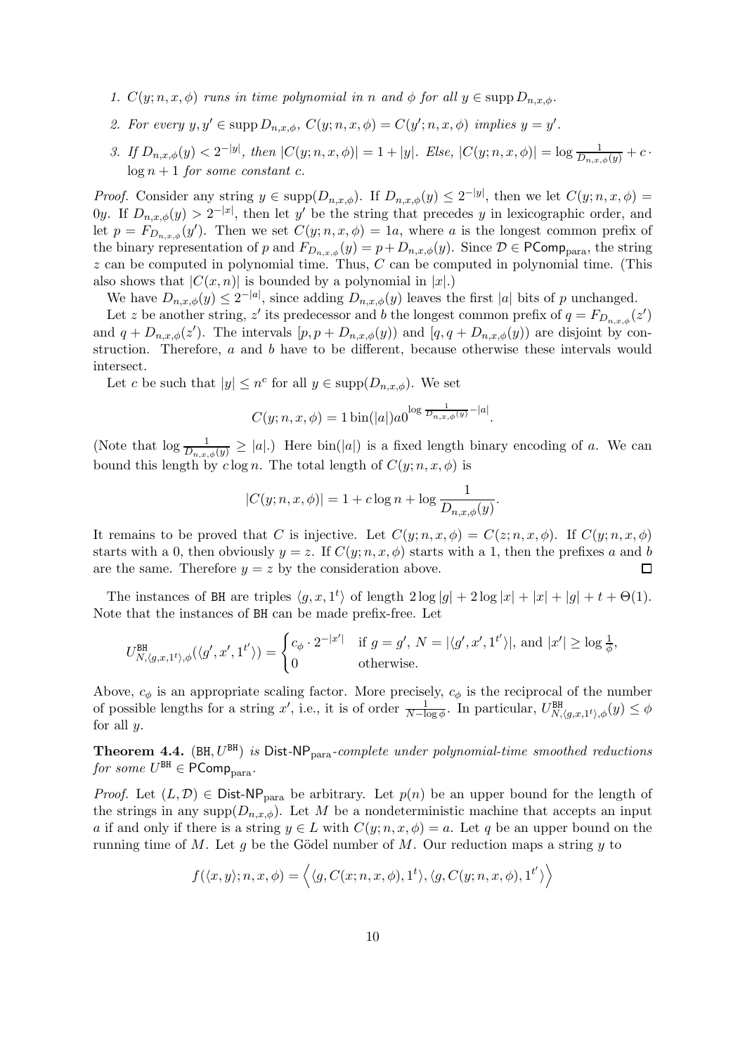1. *$C(y; n, x, \phi)$ runs in time polynomial in $n$ and $\phi$ for all $y \in \operatorname{supp} D_{n,x,\phi}$.*
2. *For every $y, y' \in \operatorname{supp} D_{n,x,\phi}$, $C(y; n, x, \phi) = C(y'; n, x, \phi)$ implies $y = y'$.*
3. *If $D_{n,x,\phi}(y) < 2^{-|y|}$, then $|C(y; n, x, \phi)| = 1 + |y|$. Else, $|C(y; n, x, \phi)| = \log \frac{1}{D_{n,x,\phi}(y)} + c \cdot \log n + 1$ for some constant $c$.*

*Proof.* Consider any string $y \in \operatorname{supp}(D_{n,x,\phi})$. If $D_{n,x,\phi}(y) \leq 2^{-|y|}$, then we let $C(y; n, x, \phi) = 0y$. If $D_{n,x,\phi}(y) > 2^{-|x|}$, then let $y'$ be the string that precedes $y$ in lexicographic order, and let $p = F_{D_{n,x,\phi}}(y')$. Then we set $C(y; n, x, \phi) = 1a$, where $a$ is the longest common prefix of the binary representation of $p$ and $F_{D_{n,x,\phi}}(y) = p + D_{n,x,\phi}(y)$. Since $\mathcal{D} \in \mathsf{PComp}_{\text{para}}$, the string $z$ can be computed in polynomial time. Thus, $C$ can be computed in polynomial time. (This also shows that $|C(x, n)|$ is bounded by a polynomial in $|x|$.)

We have $D_{n,x,\phi}(y) \leq 2^{-|a|}$, since adding $D_{n,x,\phi}(y)$ leaves the first $|a|$ bits of $p$ unchanged.

Let $z$ be another string, $z'$ its predecessor and $b$ the longest common prefix of $q = F_{D_{n,x,\phi}}(z')$ and $q + D_{n,x,\phi}(z')$. The intervals $[p, p + D_{n,x,\phi}(y))$ and $[q, q + D_{n,x,\phi}(y))$ are disjoint by construction. Therefore, $a$ and $b$ have to be different, because otherwise these intervals would intersect.

Let $c$ be such that $|y| \leq n^c$ for all $y \in \operatorname{supp}(D_{n,x,\phi})$. We set

$$C(y; n, x, \phi) = 1 \operatorname{bin}(|a|) a 0^{\log \frac{1}{D_{n,x,\phi}(y)} - |a|}.$$

(Note that $\log \frac{1}{D_{n,x,\phi}(y)} \geq |a|$.) Here $\operatorname{bin}(|a|)$ is a fixed length binary encoding of $a$. We can bound this length by $c \log n$. The total length of $C(y; n, x, \phi)$ is

$$|C(y; n, x, \phi)| = 1 + c \log n + \log \frac{1}{D_{n,x,\phi}(y)}.$$

It remains to be proved that $C$ is injective. Let $C(y; n, x, \phi) = C(z; n, x, \phi)$. If $C(y; n, x, \phi)$ starts with a 0, then obviously $y = z$. If $C(y; n, x, \phi)$ starts with a 1, then the prefixes $a$ and $b$ are the same. Therefore $y = z$ by the consideration above. $\square$

The instances of BH are triples $\langle g, x, 1^t \rangle$ of length $2 \log |g| + 2 \log |x| + |x| + |g| + t + \Theta(1)$. Note that the instances of BH can be made prefix-free. Let

$$U^{\mathtt{BH}}_{N, \langle g, x, 1^t \rangle, \phi}(\langle g', x', 1^{t'} \rangle) = \begin{cases} c_\phi \cdot 2^{-|x'|} & \text{if } g = g',\ N = |\langle g', x', 1^{t'} \rangle|, \text{ and } |x'| \geq \log \frac{1}{\phi}, \\ 0 & \text{otherwise.} \end{cases}$$

Above, $c_\phi$ is an appropriate scaling factor. More precisely, $c_\phi$ is the reciprocal of the number of possible lengths for a string $x'$, i.e., it is of order $\frac{1}{N - \log \phi}$. In particular, $U^{\mathtt{BH}}_{N, \langle g, x, 1^t \rangle, \phi}(y) \leq \phi$ for all $y$.

**Theorem 4.4.** *$(\mathtt{BH}, U^{\mathtt{BH}})$ is $\mathsf{Dist\text{-}NP}_{\text{para}}$-complete under polynomial-time smoothed reductions for some $U^{\mathtt{BH}} \in \mathsf{PComp}_{\text{para}}$.*

*Proof.* Let $(L, \mathcal{D}) \in \mathsf{Dist\text{-}NP}_{\text{para}}$ be arbitrary. Let $p(n)$ be an upper bound for the length of the strings in any $\operatorname{supp}(D_{n,x,\phi})$. Let $M$ be a nondeterministic machine that accepts an input $a$ if and only if there is a string $y \in L$ with $C(y; n, x, \phi) = a$. Let $q$ be an upper bound on the running time of $M$. Let $g$ be the Gödel number of $M$. Our reduction maps a string $y$ to

$$f(\langle x, y \rangle; n, x, \phi) = \Big\langle \langle g, C(x; n, x, \phi), 1^t \rangle, \langle g, C(y; n, x, \phi), 1^{t'} \rangle \Big\rangle$$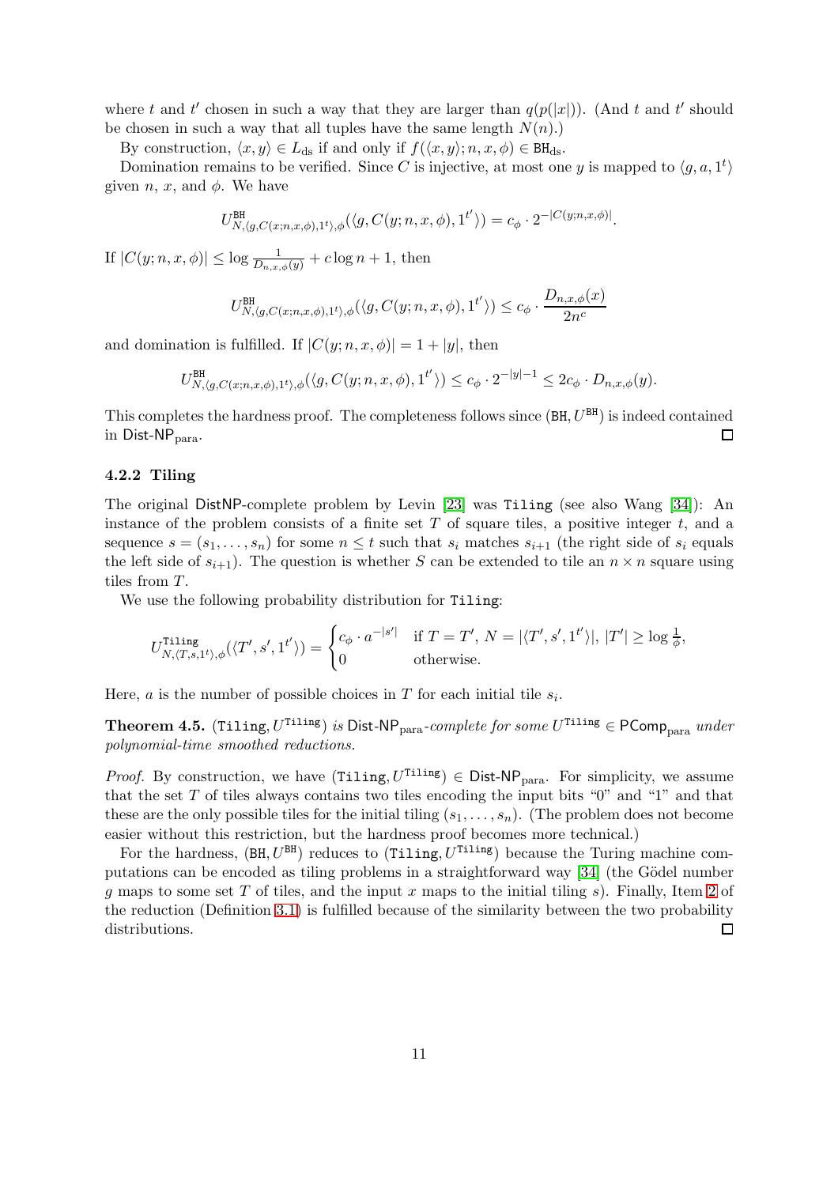where $t$ and $t'$ chosen in such a way that they are larger than $q(p(|x|))$. (And $t$ and $t'$ should be chosen in such a way that all tuples have the same length $N(n)$.)

By construction, $\langle x, y \rangle \in L_{\text{ds}}$ if and only if $f(\langle x, y \rangle; n, x, \phi) \in \mathtt{BH}_{\text{ds}}$.

Domination remains to be verified. Since $C$ is injective, at most one $y$ is mapped to $\langle g, a, 1^t \rangle$ given $n$, $x$, and $\phi$. We have

$$U^{\mathtt{BH}}_{N, \langle g, C(x;n,x,\phi), 1^t \rangle, \phi}(\langle g, C(y; n, x, \phi), 1^{t'} \rangle) = c_\phi \cdot 2^{-|C(y;n,x,\phi)|}.$$

If $|C(y; n, x, \phi)| \leq \log \frac{1}{D_{n,x,\phi}(y)} + c \log n + 1$, then

$$U^{\mathtt{BH}}_{N, \langle g, C(x;n,x,\phi), 1^t \rangle, \phi}(\langle g, C(y; n, x, \phi), 1^{t'} \rangle) \leq c_\phi \cdot \frac{D_{n,x,\phi}(x)}{2n^c}$$

and domination is fulfilled. If $|C(y; n, x, \phi)| = 1 + |y|$, then

$$U^{\mathtt{BH}}_{N, \langle g, C(x;n,x,\phi), 1^t \rangle, \phi}(\langle g, C(y; n, x, \phi), 1^{t'} \rangle) \leq c_\phi \cdot 2^{-|y|-1} \leq 2c_\phi \cdot D_{n,x,\phi}(y).$$

This completes the hardness proof. The completeness follows since $(\mathtt{BH}, U^{\mathtt{BH}})$ is indeed contained in $\mathsf{Dist\text{-}NP}_{\text{para}}$. $\square$

### 4.2.2 Tiling

The original DistNP-complete problem by Levin [23] was Tiling (see also Wang [34]): An instance of the problem consists of a finite set $T$ of square tiles, a positive integer $t$, and a sequence $s = (s_1, \ldots, s_n)$ for some $n \leq t$ such that $s_i$ matches $s_{i+1}$ (the right side of $s_i$ equals the left side of $s_{i+1}$). The question is whether $S$ can be extended to tile an $n \times n$ square using tiles from $T$.

We use the following probability distribution for Tiling:

$$U^{\mathtt{Tiling}}_{N, \langle T, s, 1^t \rangle, \phi}(\langle T', s', 1^{t'} \rangle) = \begin{cases} c_\phi \cdot a^{-|s'|} & \text{if } T = T',\ N = |\langle T', s', 1^{t'} \rangle|,\ |T'| \geq \log \frac{1}{\phi}, \\ 0 & \text{otherwise.} \end{cases}$$

Here, $a$ is the number of possible choices in $T$ for each initial tile $s_i$.

**Theorem 4.5.** *$(\mathtt{Tiling}, U^{\mathtt{Tiling}})$ is $\mathsf{Dist\text{-}NP}_{\text{para}}$-complete for some $U^{\mathtt{Tiling}} \in \mathsf{PComp}_{\text{para}}$ under polynomial-time smoothed reductions.*

*Proof.* By construction, we have $(\mathtt{Tiling}, U^{\mathtt{Tiling}}) \in \mathsf{Dist\text{-}NP}_{\text{para}}$. For simplicity, we assume that the set $T$ of tiles always contains two tiles encoding the input bits "0" and "1" and that these are the only possible tiles for the initial tiling $(s_1, \ldots, s_n)$. (The problem does not become easier without this restriction, but the hardness proof becomes more technical.)

For the hardness, $(\mathtt{BH}, U^{\mathtt{BH}})$ reduces to $(\mathtt{Tiling}, U^{\mathtt{Tiling}})$ because the Turing machine computations can be encoded as tiling problems in a straightforward way [34] (the Gödel number $g$ maps to some set $T$ of tiles, and the input $x$ maps to the initial tiling $s$). Finally, Item 2 of the reduction (Definition 3.1) is fulfilled because of the similarity between the two probability distributions. $\square$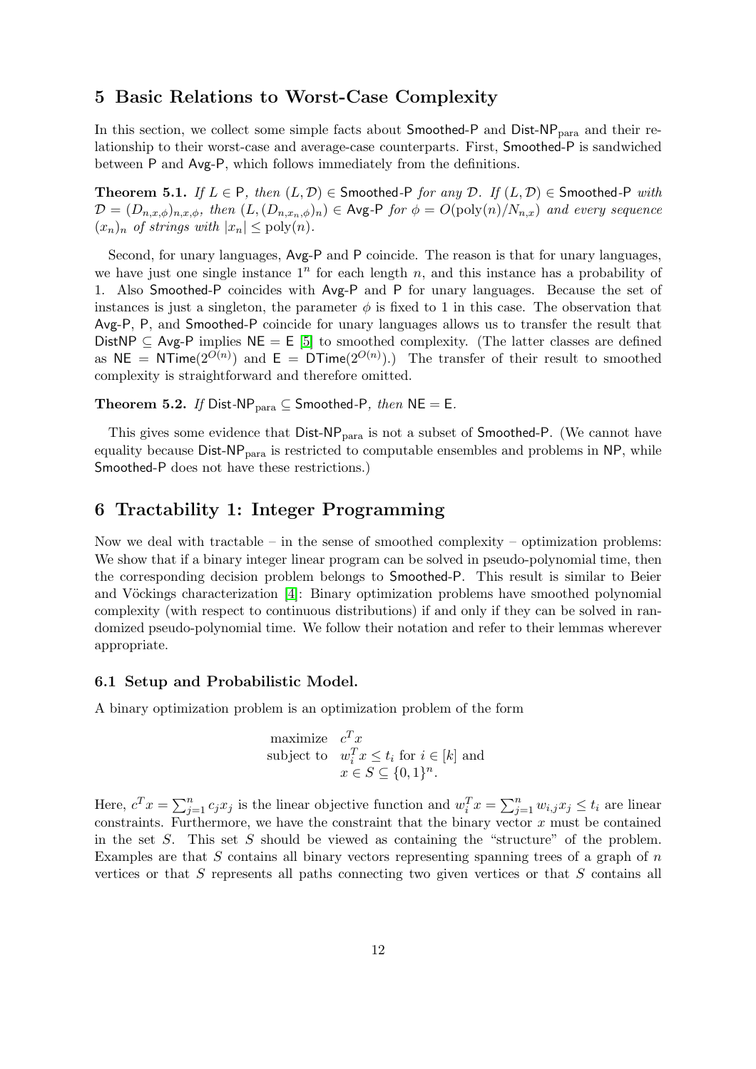## 5 Basic Relations to Worst-Case Complexity

In this section, we collect some simple facts about Smoothed-P and Dist-NP$_{\text{para}}$ and their relationship to their worst-case and average-case counterparts. First, Smoothed-P is sandwiched between P and Avg-P, which follows immediately from the definitions.

**Theorem 5.1.** *If $L \in$ P, then $(L, \mathcal{D}) \in$ Smoothed-P for any $\mathcal{D}$. If $(L, \mathcal{D}) \in$ Smoothed-P with $\mathcal{D} = (D_{n,x,\phi})_{n,x,\phi}$, then $(L, (D_{n,x_n,\phi})_n) \in$ Avg-P for $\phi = O(\text{poly}(n)/N_{n,x})$ and every sequence $(x_n)_n$ of strings with $|x_n| \leq \text{poly}(n)$.*

Second, for unary languages, Avg-P and P coincide. The reason is that for unary languages, we have just one single instance $1^n$ for each length $n$, and this instance has a probability of 1. Also Smoothed-P coincides with Avg-P and P for unary languages. Because the set of instances is just a singleton, the parameter $\phi$ is fixed to 1 in this case. The observation that Avg-P, P, and Smoothed-P coincide for unary languages allows us to transfer the result that DistNP $\subseteq$ Avg-P implies NE = E [5] to smoothed complexity. (The latter classes are defined as NE = NTime$(2^{O(n)})$ and E = DTime$(2^{O(n)})$.) The transfer of their result to smoothed complexity is straightforward and therefore omitted.

**Theorem 5.2.** *If Dist-NP$_{\text{para}} \subseteq$ Smoothed-P, then NE = E.*

This gives some evidence that Dist-NP$_{\text{para}}$ is not a subset of Smoothed-P. (We cannot have equality because Dist-NP$_{\text{para}}$ is restricted to computable ensembles and problems in NP, while Smoothed-P does not have these restrictions.)

## 6 Tractability 1: Integer Programming

Now we deal with tractable – in the sense of smoothed complexity – optimization problems: We show that if a binary integer linear program can be solved in pseudo-polynomial time, then the corresponding decision problem belongs to Smoothed-P. This result is similar to Beier and Vöckings characterization [4]: Binary optimization problems have smoothed polynomial complexity (with respect to continuous distributions) if and only if they can be solved in randomized pseudo-polynomial time. We follow their notation and refer to their lemmas wherever appropriate.

### 6.1 Setup and Probabilistic Model.

A binary optimization problem is an optimization problem of the form

$$\begin{array}{ll} \text{maximize} & c^T x \\ \text{subject to} & w_i^T x \leq t_i \text{ for } i \in [k] \text{ and} \\ & x \in S \subseteq \{0,1\}^n. \end{array}$$

Here, $c^T x = \sum_{j=1}^n c_j x_j$ is the linear objective function and $w_i^T x = \sum_{j=1}^n w_{i,j} x_j \leq t_i$ are linear constraints. Furthermore, we have the constraint that the binary vector $x$ must be contained in the set $S$. This set $S$ should be viewed as containing the "structure" of the problem. Examples are that $S$ contains all binary vectors representing spanning trees of a graph of $n$ vertices or that $S$ represents all paths connecting two given vertices or that $S$ contains all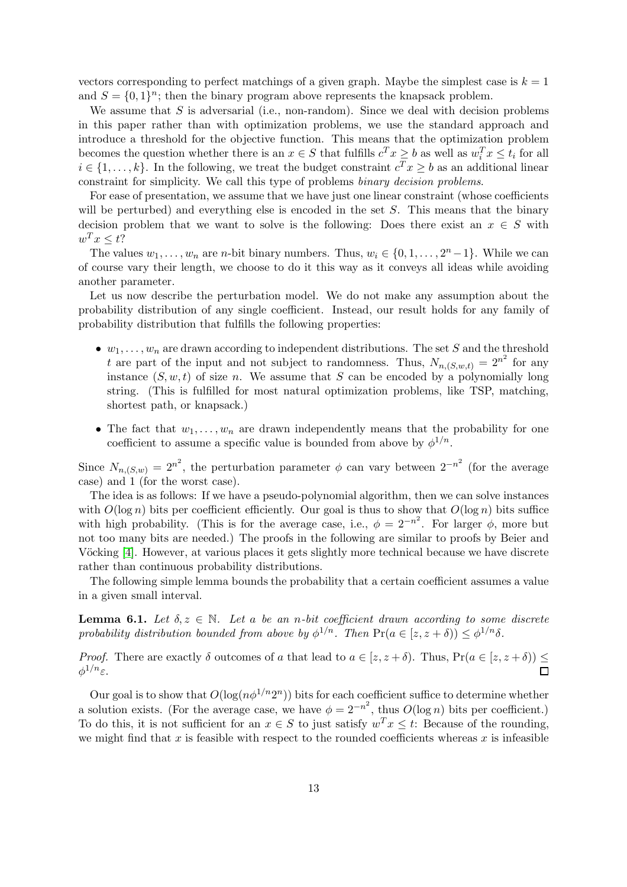vectors corresponding to perfect matchings of a given graph. Maybe the simplest case is $k = 1$ and $S = \{0,1\}^n$; then the binary program above represents the knapsack problem.

We assume that $S$ is adversarial (i.e., non-random). Since we deal with decision problems in this paper rather than with optimization problems, we use the standard approach and introduce a threshold for the objective function. This means that the optimization problem becomes the question whether there is an $x \in S$ that fulfills $c^T x \geq b$ as well as $w_i^T x \leq t_i$ for all $i \in \{1, \ldots, k\}$. In the following, we treat the budget constraint $c^T x \geq b$ as an additional linear constraint for simplicity. We call this type of problems *binary decision problems*.

For ease of presentation, we assume that we have just one linear constraint (whose coefficients will be perturbed) and everything else is encoded in the set $S$. This means that the binary decision problem that we want to solve is the following: Does there exist an $x \in S$ with $w^T x \leq t$?

The values $w_1, \ldots, w_n$ are $n$-bit binary numbers. Thus, $w_i \in \{0, 1, \ldots, 2^n - 1\}$. While we can of course vary their length, we choose to do it this way as it conveys all ideas while avoiding another parameter.

Let us now describe the perturbation model. We do not make any assumption about the probability distribution of any single coefficient. Instead, our result holds for any family of probability distribution that fulfills the following properties:

- $w_1, \ldots, w_n$ are drawn according to independent distributions. The set $S$ and the threshold $t$ are part of the input and not subject to randomness. Thus, $N_{n,(S,w,t)} = 2^{n^2}$ for any instance $(S, w, t)$ of size $n$. We assume that $S$ can be encoded by a polynomially long string. (This is fulfilled for most natural optimization problems, like TSP, matching, shortest path, or knapsack.)
- The fact that $w_1, \ldots, w_n$ are drawn independently means that the probability for one coefficient to assume a specific value is bounded from above by $\phi^{1/n}$.

Since $N_{n,(S,w)} = 2^{n^2}$, the perturbation parameter $\phi$ can vary between $2^{-n^2}$ (for the average case) and 1 (for the worst case).

The idea is as follows: If we have a pseudo-polynomial algorithm, then we can solve instances with $O(\log n)$ bits per coefficient efficiently. Our goal is thus to show that $O(\log n)$ bits suffice with high probability. (This is for the average case, i.e., $\phi = 2^{-n^2}$. For larger $\phi$, more but not too many bits are needed.) The proofs in the following are similar to proofs by Beier and Vöcking [4]. However, at various places it gets slightly more technical because we have discrete rather than continuous probability distributions.

The following simple lemma bounds the probability that a certain coefficient assumes a value in a given small interval.

**Lemma 6.1.** *Let $\delta, z \in \mathbb{N}$. Let $a$ be an $n$-bit coefficient drawn according to some discrete probability distribution bounded from above by $\phi^{1/n}$. Then $\Pr(a \in [z, z + \delta)) \leq \phi^{1/n}\delta$.*

*Proof.* There are exactly $\delta$ outcomes of $a$ that lead to $a \in [z, z + \delta)$. Thus, $\Pr(a \in [z, z + \delta)) \leq \phi^{1/n}\varepsilon$. ☐

Our goal is to show that $O(\log(n\phi^{1/n}2^n))$ bits for each coefficient suffice to determine whether a solution exists. (For the average case, we have $\phi = 2^{-n^2}$, thus $O(\log n)$ bits per coefficient.) To do this, it is not sufficient for an $x \in S$ to just satisfy $w^T x \leq t$: Because of the rounding, we might find that $x$ is feasible with respect to the rounded coefficients whereas $x$ is infeasible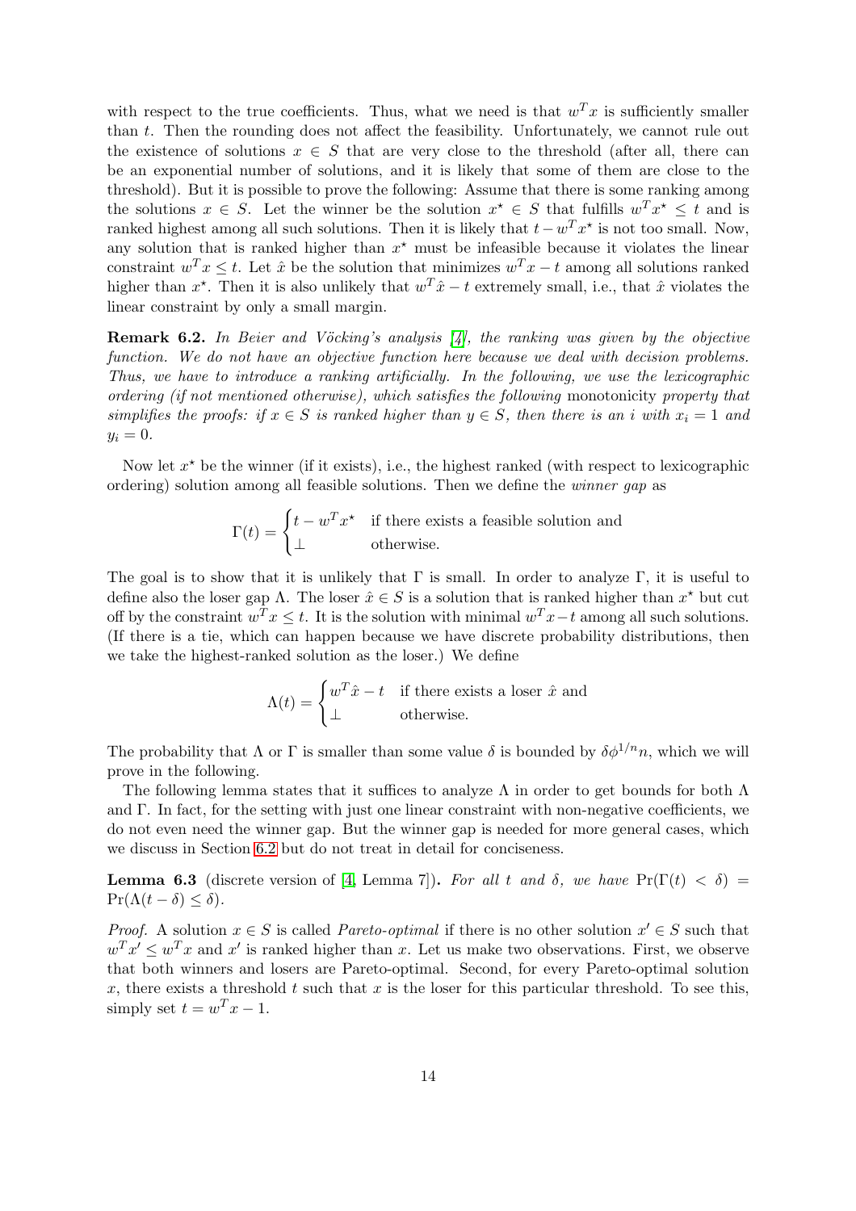with respect to the true coefficients. Thus, what we need is that $w^T x$ is sufficiently smaller than $t$. Then the rounding does not affect the feasibility. Unfortunately, we cannot rule out the existence of solutions $x \in S$ that are very close to the threshold (after all, there can be an exponential number of solutions, and it is likely that some of them are close to the threshold). But it is possible to prove the following: Assume that there is some ranking among the solutions $x \in S$. Let the winner be the solution $x^\star \in S$ that fulfills $w^T x^\star \leq t$ and is ranked highest among all such solutions. Then it is likely that $t - w^T x^\star$ is not too small. Now, any solution that is ranked higher than $x^\star$ must be infeasible because it violates the linear constraint $w^T x \leq t$. Let $\hat{x}$ be the solution that minimizes $w^T x - t$ among all solutions ranked higher than $x^\star$. Then it is also unlikely that $w^T \hat{x} - t$ extremely small, i.e., that $\hat{x}$ violates the linear constraint by only a small margin.

**Remark 6.2.** *In Beier and Vöcking's analysis [4], the ranking was given by the objective function. We do not have an objective function here because we deal with decision problems. Thus, we have to introduce a ranking artificially. In the following, we use the lexicographic ordering (if not mentioned otherwise), which satisfies the following* monotonicity *property that simplifies the proofs: if $x \in S$ is ranked higher than $y \in S$, then there is an $i$ with $x_i = 1$ and $y_i = 0$.*

Now let $x^\star$ be the winner (if it exists), i.e., the highest ranked (with respect to lexicographic ordering) solution among all feasible solutions. Then we define the *winner gap* as

$$\Gamma(t) = \begin{cases} t - w^T x^\star & \text{if there exists a feasible solution and} \\ \perp & \text{otherwise.} \end{cases}$$

The goal is to show that it is unlikely that $\Gamma$ is small. In order to analyze $\Gamma$, it is useful to define also the loser gap $\Lambda$. The loser $\hat{x} \in S$ is a solution that is ranked higher than $x^\star$ but cut off by the constraint $w^T x \leq t$. It is the solution with minimal $w^T x - t$ among all such solutions. (If there is a tie, which can happen because we have discrete probability distributions, then we take the highest-ranked solution as the loser.) We define

$$\Lambda(t) = \begin{cases} w^T \hat{x} - t & \text{if there exists a loser } \hat{x} \text{ and} \\ \perp & \text{otherwise.} \end{cases}$$

The probability that $\Lambda$ or $\Gamma$ is smaller than some value $\delta$ is bounded by $\delta \phi^{1/n} n$, which we will prove in the following.

The following lemma states that it suffices to analyze $\Lambda$ in order to get bounds for both $\Lambda$ and $\Gamma$. In fact, for the setting with just one linear constraint with non-negative coefficients, we do not even need the winner gap. But the winner gap is needed for more general cases, which we discuss in Section 6.2 but do not treat in detail for conciseness.

**Lemma 6.3** (discrete version of [4, Lemma 7])**.** *For all $t$ and $\delta$, we have $\Pr(\Gamma(t) < \delta) = \Pr(\Lambda(t - \delta) \leq \delta)$.*

*Proof.* A solution $x \in S$ is called *Pareto-optimal* if there is no other solution $x' \in S$ such that $w^T x' \leq w^T x$ and $x'$ is ranked higher than $x$. Let us make two observations. First, we observe that both winners and losers are Pareto-optimal. Second, for every Pareto-optimal solution $x$, there exists a threshold $t$ such that $x$ is the loser for this particular threshold. To see this, simply set $t = w^T x - 1$.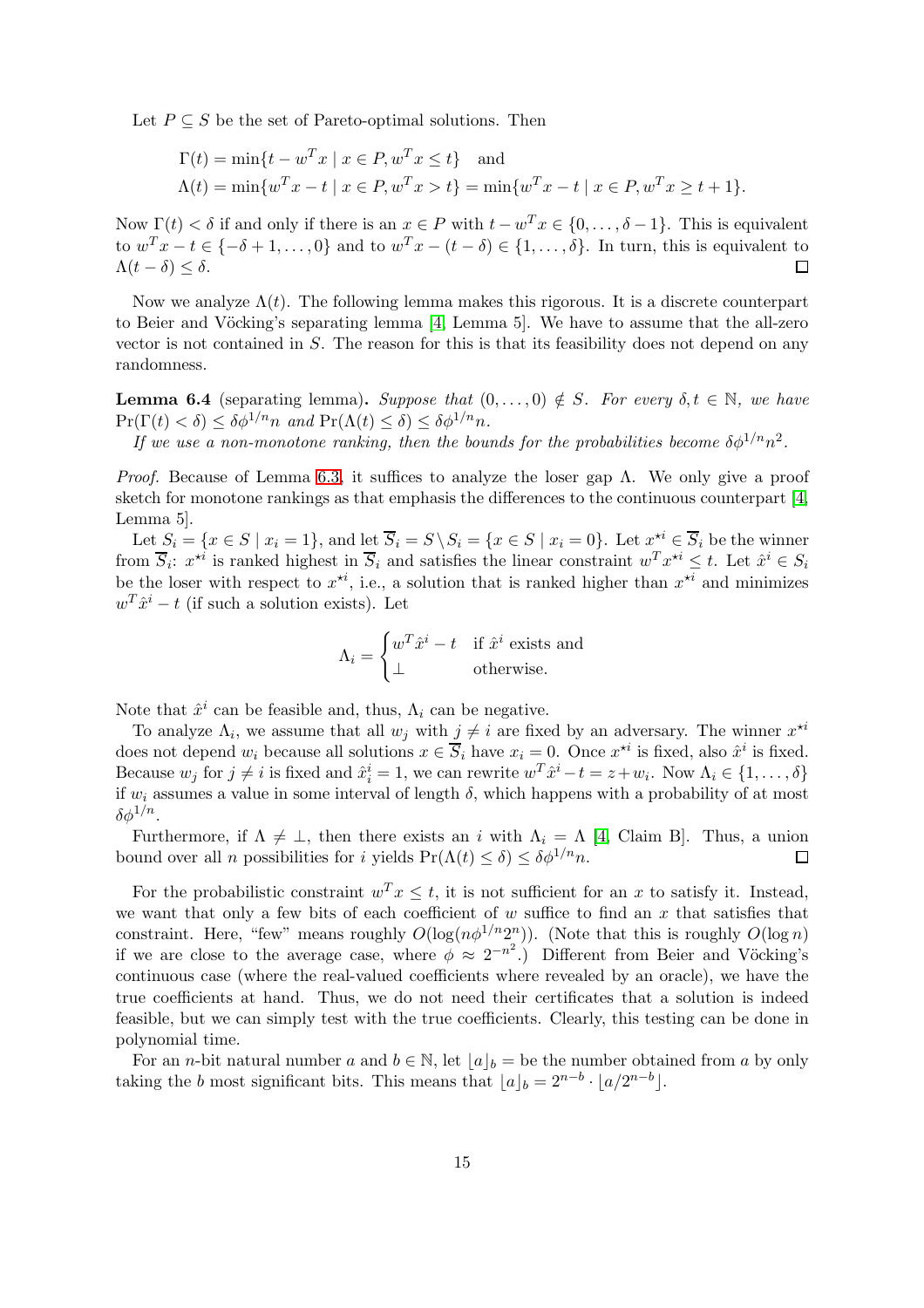Let $P \subseteq S$ be the set of Pareto-optimal solutions. Then

$$\Gamma(t) = \min\{t - w^T x \mid x \in P, w^T x \leq t\} \quad \text{and}$$
$$\Lambda(t) = \min\{w^T x - t \mid x \in P, w^T x > t\} = \min\{w^T x - t \mid x \in P, w^T x \geq t+1\}.$$

Now $\Gamma(t) < \delta$ if and only if there is an $x \in P$ with $t - w^T x \in \{0, \ldots, \delta - 1\}$. This is equivalent to $w^T x - t \in \{-\delta + 1, \ldots, 0\}$ and to $w^T x - (t - \delta) \in \{1, \ldots, \delta\}$. In turn, this is equivalent to $\Lambda(t - \delta) \leq \delta$. □

Now we analyze $\Lambda(t)$. The following lemma makes this rigorous. It is a discrete counterpart to Beier and Vöcking's separating lemma [4, Lemma 5]. We have to assume that the all-zero vector is not contained in $S$. The reason for this is that its feasibility does not depend on any randomness.

**Lemma 6.4** (separating lemma). *Suppose that $(0, \ldots, 0) \notin S$. For every $\delta, t \in \mathbb{N}$, we have $\Pr(\Gamma(t) < \delta) \leq \delta\phi^{1/n} n$ and $\Pr(\Lambda(t) \leq \delta) \leq \delta\phi^{1/n} n$.*

*If we use a non-monotone ranking, then the bounds for the probabilities become $\delta\phi^{1/n} n^2$.*

*Proof.* Because of Lemma 6.3, it suffices to analyze the loser gap $\Lambda$. We only give a proof sketch for monotone rankings as that emphasis the differences to the continuous counterpart [4, Lemma 5].

Let $S_i = \{x \in S \mid x_i = 1\}$, and let $\overline{S}_i = S \setminus S_i = \{x \in S \mid x_i = 0\}$. Let $x^{\star i} \in \overline{S}_i$ be the winner from $\overline{S}_i$: $x^{\star i}$ is ranked highest in $\overline{S}_i$ and satisfies the linear constraint $w^T x^{\star i} \leq t$. Let $\hat{x}^i \in S_i$ be the loser with respect to $x^{\star i}$, i.e., a solution that is ranked higher than $x^{\star i}$ and minimizes $w^T \hat{x}^i - t$ (if such a solution exists). Let

$$\Lambda_i = \begin{cases} w^T \hat{x}^i - t & \text{if } \hat{x}^i \text{ exists and} \\ \perp & \text{otherwise.} \end{cases}$$

Note that $\hat{x}^i$ can be feasible and, thus, $\Lambda_i$ can be negative.

To analyze $\Lambda_i$, we assume that all $w_j$ with $j \neq i$ are fixed by an adversary. The winner $x^{\star i}$ does not depend $w_i$ because all solutions $x \in \overline{S}_i$ have $x_i = 0$. Once $x^{\star i}$ is fixed, also $\hat{x}^i$ is fixed. Because $w_j$ for $j \neq i$ is fixed and $\hat{x}^i_i = 1$, we can rewrite $w^T \hat{x}^i - t = z + w_i$. Now $\Lambda_i \in \{1, \ldots, \delta\}$ if $w_i$ assumes a value in some interval of length $\delta$, which happens with a probability of at most $\delta\phi^{1/n}$.

Furthermore, if $\Lambda \neq \perp$, then there exists an $i$ with $\Lambda_i = \Lambda$ [4, Claim B]. Thus, a union bound over all $n$ possibilities for $i$ yields $\Pr(\Lambda(t) \leq \delta) \leq \delta\phi^{1/n} n$. □

For the probabilistic constraint $w^T x \leq t$, it is not sufficient for an $x$ to satisfy it. Instead, we want that only a few bits of each coefficient of $w$ suffice to find an $x$ that satisfies that constraint. Here, "few" means roughly $O(\log(n\phi^{1/n} 2^n))$. (Note that this is roughly $O(\log n)$ if we are close to the average case, where $\phi \approx 2^{-n^2}$.) Different from Beier and Vöcking's continuous case (where the real-valued coefficients where revealed by an oracle), we have the true coefficients at hand. Thus, we do not need their certificates that a solution is indeed feasible, but we can simply test with the true coefficients. Clearly, this testing can be done in polynomial time.

For an $n$-bit natural number $a$ and $b \in \mathbb{N}$, let $\lfloor a \rfloor_b =$ be the number obtained from $a$ by only taking the $b$ most significant bits. This means that $\lfloor a \rfloor_b = 2^{n-b} \cdot \lfloor a/2^{n-b} \rfloor$.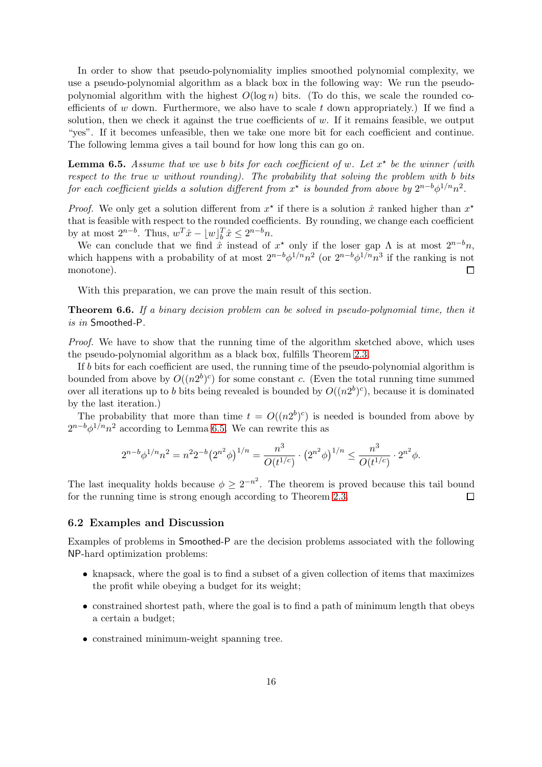In order to show that pseudo-polynomiality implies smoothed polynomial complexity, we use a pseudo-polynomial algorithm as a black box in the following way: We run the pseudo-polynomial algorithm with the highest $O(\log n)$ bits. (To do this, we scale the rounded coefficients of $w$ down. Furthermore, we also have to scale $t$ down appropriately.) If we find a solution, then we check it against the true coefficients of $w$. If it remains feasible, we output "yes". If it becomes unfeasible, then we take one more bit for each coefficient and continue. The following lemma gives a tail bound for how long this can go on.

**Lemma 6.5.** *Assume that we use $b$ bits for each coefficient of $w$. Let $x^\star$ be the winner (with respect to the true $w$ without rounding). The probability that solving the problem with $b$ bits for each coefficient yields a solution different from $x^\star$ is bounded from above by $2^{n-b}\phi^{1/n}n^2$.*

*Proof.* We only get a solution different from $x^\star$ if there is a solution $\hat{x}$ ranked higher than $x^\star$ that is feasible with respect to the rounded coefficients. By rounding, we change each coefficient by at most $2^{n-b}$. Thus, $w^T\hat{x} - \lfloor w \rfloor_b^T \hat{x} \leq 2^{n-b}n$.

We can conclude that we find $\hat{x}$ instead of $x^\star$ only if the loser gap $\Lambda$ is at most $2^{n-b}n$, which happens with a probability of at most $2^{n-b}\phi^{1/n}n^2$ (or $2^{n-b}\phi^{1/n}n^3$ if the ranking is not monotone). □

With this preparation, we can prove the main result of this section.

**Theorem 6.6.** *If a binary decision problem can be solved in pseudo-polynomial time, then it is in* Smoothed-P.

*Proof.* We have to show that the running time of the algorithm sketched above, which uses the pseudo-polynomial algorithm as a black box, fulfills Theorem 2.3.

If $b$ bits for each coefficient are used, the running time of the pseudo-polynomial algorithm is bounded from above by $O((n2^b)^c)$ for some constant $c$. (Even the total running time summed over all iterations up to $b$ bits being revealed is bounded by $O((n2^b)^c)$, because it is dominated by the last iteration.)

The probability that more than time $t = O((n2^b)^c)$ is needed is bounded from above by $2^{n-b}\phi^{1/n}n^2$ according to Lemma 6.5. We can rewrite this as

$$2^{n-b}\phi^{1/n}n^2 = n^2 2^{-b}\left(2^{n^2}\phi\right)^{1/n} = \frac{n^3}{O(t^{1/c})} \cdot \left(2^{n^2}\phi\right)^{1/n} \leq \frac{n^3}{O(t^{1/c})} \cdot 2^{n^2}\phi.$$

The last inequality holds because $\phi \geq 2^{-n^2}$. The theorem is proved because this tail bound for the running time is strong enough according to Theorem 2.3. □

### 6.2 Examples and Discussion

Examples of problems in Smoothed-P are the decision problems associated with the following NP-hard optimization problems:

- knapsack, where the goal is to find a subset of a given collection of items that maximizes the profit while obeying a budget for its weight;
- constrained shortest path, where the goal is to find a path of minimum length that obeys a certain a budget;
- constrained minimum-weight spanning tree.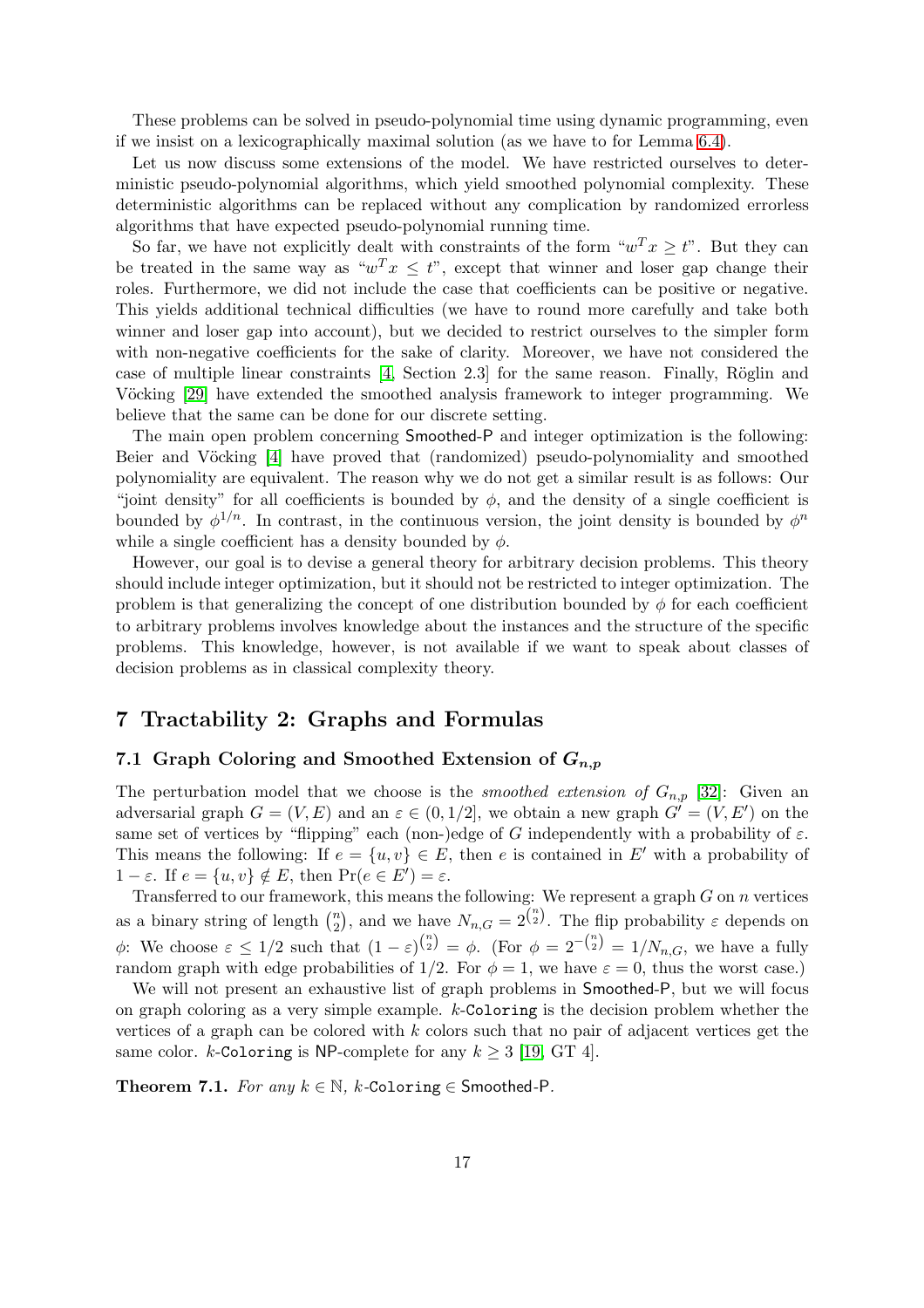These problems can be solved in pseudo-polynomial time using dynamic programming, even if we insist on a lexicographically maximal solution (as we have to for Lemma 6.4).

Let us now discuss some extensions of the model. We have restricted ourselves to deterministic pseudo-polynomial algorithms, which yield smoothed polynomial complexity. These deterministic algorithms can be replaced without any complication by randomized errorless algorithms that have expected pseudo-polynomial running time.

So far, we have not explicitly dealt with constraints of the form "$w^T x \geq t$". But they can be treated in the same way as "$w^T x \leq t$", except that winner and loser gap change their roles. Furthermore, we did not include the case that coefficients can be positive or negative. This yields additional technical difficulties (we have to round more carefully and take both winner and loser gap into account), but we decided to restrict ourselves to the simpler form with non-negative coefficients for the sake of clarity. Moreover, we have not considered the case of multiple linear constraints [4, Section 2.3] for the same reason. Finally, Röglin and Vöcking [29] have extended the smoothed analysis framework to integer programming. We believe that the same can be done for our discrete setting.

The main open problem concerning Smoothed-P and integer optimization is the following: Beier and Vöcking [4] have proved that (randomized) pseudo-polynomiality and smoothed polynomiality are equivalent. The reason why we do not get a similar result is as follows: Our "joint density" for all coefficients is bounded by $\phi$, and the density of a single coefficient is bounded by $\phi^{1/n}$. In contrast, in the continuous version, the joint density is bounded by $\phi^n$ while a single coefficient has a density bounded by $\phi$.

However, our goal is to devise a general theory for arbitrary decision problems. This theory should include integer optimization, but it should not be restricted to integer optimization. The problem is that generalizing the concept of one distribution bounded by $\phi$ for each coefficient to arbitrary problems involves knowledge about the instances and the structure of the specific problems. This knowledge, however, is not available if we want to speak about classes of decision problems as in classical complexity theory.

# 7 Tractability 2: Graphs and Formulas

## 7.1 Graph Coloring and Smoothed Extension of $G_{n,p}$

The perturbation model that we choose is the *smoothed extension of* $G_{n,p}$ [32]: Given an adversarial graph $G = (V, E)$ and an $\varepsilon \in (0, 1/2]$, we obtain a new graph $G' = (V, E')$ on the same set of vertices by "flipping" each (non-)edge of $G$ independently with a probability of $\varepsilon$. This means the following: If $e = \{u, v\} \in E$, then $e$ is contained in $E'$ with a probability of $1 - \varepsilon$. If $e = \{u, v\} \notin E$, then $\Pr(e \in E') = \varepsilon$.

Transferred to our framework, this means the following: We represent a graph $G$ on $n$ vertices as a binary string of length $\binom{n}{2}$, and we have $N_{n,G} = 2^{\binom{n}{2}}$. The flip probability $\varepsilon$ depends on $\phi$: We choose $\varepsilon \leq 1/2$ such that $(1-\varepsilon)^{\binom{n}{2}} = \phi$. (For $\phi = 2^{-\binom{n}{2}} = 1/N_{n,G}$, we have a fully random graph with edge probabilities of $1/2$. For $\phi = 1$, we have $\varepsilon = 0$, thus the worst case.)

We will not present an exhaustive list of graph problems in Smoothed-P, but we will focus on graph coloring as a very simple example. $k$-Coloring is the decision problem whether the vertices of a graph can be colored with $k$ colors such that no pair of adjacent vertices get the same color. $k$-Coloring is NP-complete for any $k \geq 3$ [19, GT 4].

**Theorem 7.1.** *For any $k \in \mathbb{N}$, $k$-Coloring $\in$ Smoothed-P.*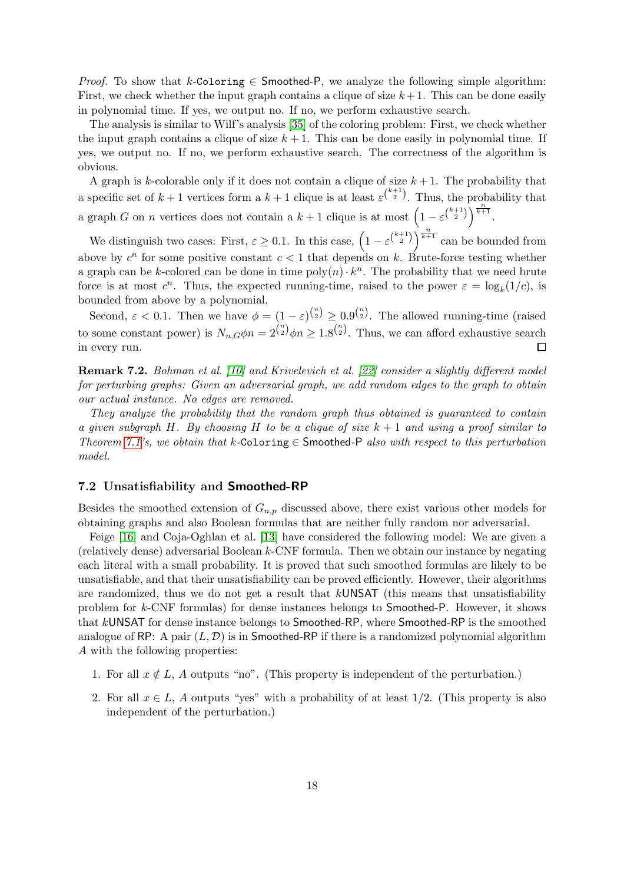*Proof.* To show that $k$-Coloring $\in$ Smoothed-P, we analyze the following simple algorithm: First, we check whether the input graph contains a clique of size $k+1$. This can be done easily in polynomial time. If yes, we output no. If no, we perform exhaustive search.

The analysis is similar to Wilf's analysis [35] of the coloring problem: First, we check whether the input graph contains a clique of size $k+1$. This can be done easily in polynomial time. If yes, we output no. If no, we perform exhaustive search. The correctness of the algorithm is obvious.

A graph is $k$-colorable only if it does not contain a clique of size $k+1$. The probability that a specific set of $k+1$ vertices form a $k+1$ clique is at least $\varepsilon^{\binom{k+1}{2}}$. Thus, the probability that a graph $G$ on $n$ vertices does not contain a $k+1$ clique is at most $\left(1 - \varepsilon^{\binom{k+1}{2}}\right)^{\frac{n}{k+1}}$.

We distinguish two cases: First, $\varepsilon \geq 0.1$. In this case, $\left(1 - \varepsilon^{\binom{k+1}{2}}\right)^{\frac{n}{k+1}}$ can be bounded from above by $c^n$ for some positive constant $c < 1$ that depends on $k$. Brute-force testing whether a graph can be $k$-colored can be done in time $\text{poly}(n) \cdot k^n$. The probability that we need brute force is at most $c^n$. Thus, the expected running-time, raised to the power $\varepsilon = \log_k(1/c)$, is bounded from above by a polynomial.

Second, $\varepsilon < 0.1$. Then we have $\phi = (1-\varepsilon)^{\binom{n}{2}} \geq 0.9^{\binom{n}{2}}$. The allowed running-time (raised to some constant power) is $N_{n,G}\phi n = 2^{\binom{n}{2}}\phi n \geq 1.8^{\binom{n}{2}}$. Thus, we can afford exhaustive search in every run. ◻

**Remark 7.2.** *Bohman et al. [10] and Krivelevich et al. [22] consider a slightly different model for perturbing graphs: Given an adversarial graph, we add random edges to the graph to obtain our actual instance. No edges are removed.*

*They analyze the probability that the random graph thus obtained is guaranteed to contain a given subgraph $H$. By choosing $H$ to be a clique of size $k+1$ and using a proof similar to Theorem 7.1's, we obtain that $k$-Coloring $\in$ Smoothed-P also with respect to this perturbation model.*

### 7.2 Unsatisfiability and Smoothed-RP

Besides the smoothed extension of $G_{n,p}$ discussed above, there exist various other models for obtaining graphs and also Boolean formulas that are neither fully random nor adversarial.

Feige [16] and Coja-Oghlan et al. [13] have considered the following model: We are given a (relatively dense) adversarial Boolean $k$-CNF formula. Then we obtain our instance by negating each literal with a small probability. It is proved that such smoothed formulas are likely to be unsatisfiable, and that their unsatisfiability can be proved efficiently. However, their algorithms are randomized, thus we do not get a result that $k$UNSAT (this means that unsatisfiability problem for $k$-CNF formulas) for dense instances belongs to Smoothed-P. However, it shows that $k$UNSAT for dense instance belongs to Smoothed-RP, where Smoothed-RP is the smoothed analogue of RP: A pair $(L, \mathcal{D})$ is in Smoothed-RP if there is a randomized polynomial algorithm $A$ with the following properties:

1. For all $x \notin L$, $A$ outputs "no". (This property is independent of the perturbation.)
2. For all $x \in L$, $A$ outputs "yes" with a probability of at least $1/2$. (This property is also independent of the perturbation.)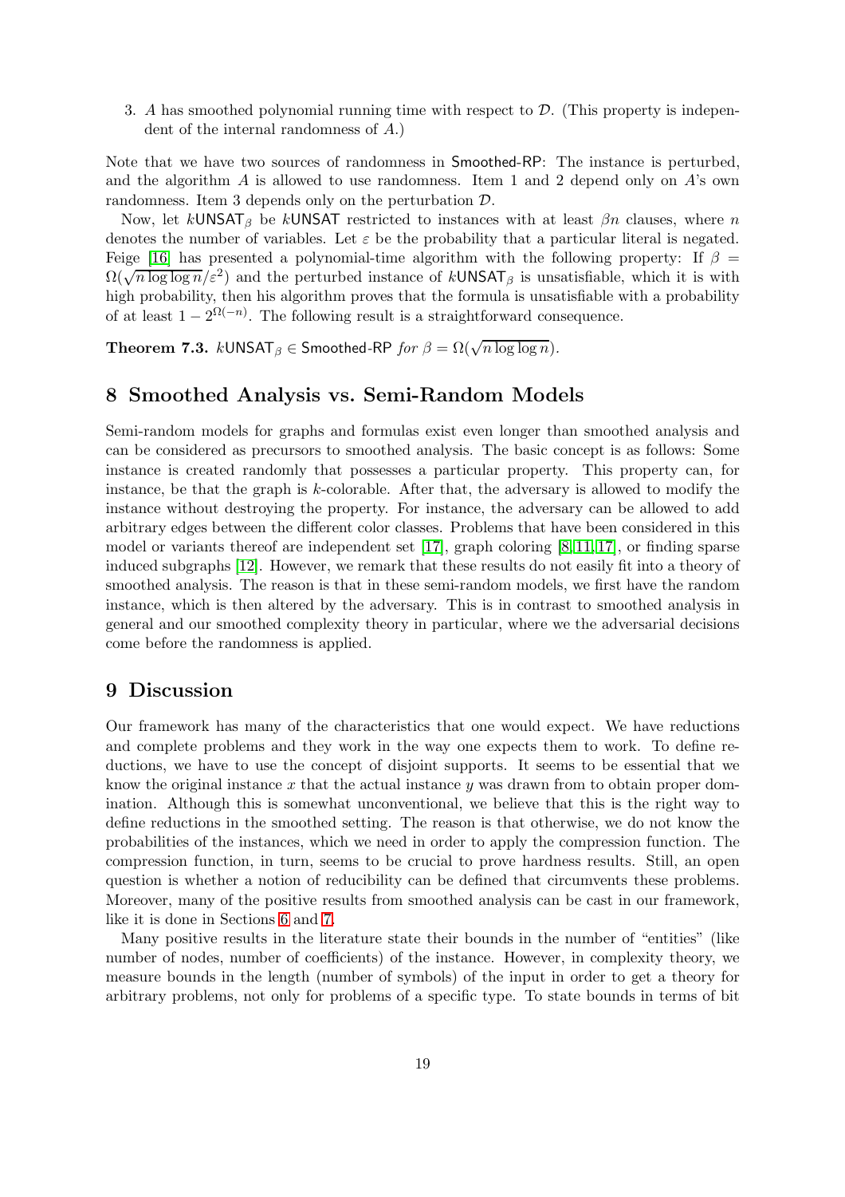3. $A$ has smoothed polynomial running time with respect to $\mathcal{D}$. (This property is independent of the internal randomness of $A$.)

Note that we have two sources of randomness in Smoothed-RP: The instance is perturbed, and the algorithm $A$ is allowed to use randomness. Item 1 and 2 depend only on $A$'s own randomness. Item 3 depends only on the perturbation $\mathcal{D}$.

Now, let $k\mathsf{UNSAT}_\beta$ be $k\mathsf{UNSAT}$ restricted to instances with at least $\beta n$ clauses, where $n$ denotes the number of variables. Let $\varepsilon$ be the probability that a particular literal is negated. Feige [16] has presented a polynomial-time algorithm with the following property: If $\beta = \Omega(\sqrt{n \log \log n}/\varepsilon^2)$ and the perturbed instance of $k\mathsf{UNSAT}_\beta$ is unsatisfiable, which it is with high probability, then his algorithm proves that the formula is unsatisfiable with a probability of at least $1 - 2^{\Omega(-n)}$. The following result is a straightforward consequence.

**Theorem 7.3.** *$k\mathsf{UNSAT}_\beta \in$ Smoothed-RP for $\beta = \Omega(\sqrt{n \log \log n})$.*

## 8 Smoothed Analysis vs. Semi-Random Models

Semi-random models for graphs and formulas exist even longer than smoothed analysis and can be considered as precursors to smoothed analysis. The basic concept is as follows: Some instance is created randomly that possesses a particular property. This property can, for instance, be that the graph is $k$-colorable. After that, the adversary is allowed to modify the instance without destroying the property. For instance, the adversary can be allowed to add arbitrary edges between the different color classes. Problems that have been considered in this model or variants thereof are independent set [17], graph coloring [8, 11, 17], or finding sparse induced subgraphs [12]. However, we remark that these results do not easily fit into a theory of smoothed analysis. The reason is that in these semi-random models, we first have the random instance, which is then altered by the adversary. This is in contrast to smoothed analysis in general and our smoothed complexity theory in particular, where we the adversarial decisions come before the randomness is applied.

## 9 Discussion

Our framework has many of the characteristics that one would expect. We have reductions and complete problems and they work in the way one expects them to work. To define reductions, we have to use the concept of disjoint supports. It seems to be essential that we know the original instance $x$ that the actual instance $y$ was drawn from to obtain proper domination. Although this is somewhat unconventional, we believe that this is the right way to define reductions in the smoothed setting. The reason is that otherwise, we do not know the probabilities of the instances, which we need in order to apply the compression function. The compression function, in turn, seems to be crucial to prove hardness results. Still, an open question is whether a notion of reducibility can be defined that circumvents these problems. Moreover, many of the positive results from smoothed analysis can be cast in our framework, like it is done in Sections 6 and 7.

Many positive results in the literature state their bounds in the number of "entities" (like number of nodes, number of coefficients) of the instance. However, in complexity theory, we measure bounds in the length (number of symbols) of the input in order to get a theory for arbitrary problems, not only for problems of a specific type. To state bounds in terms of bit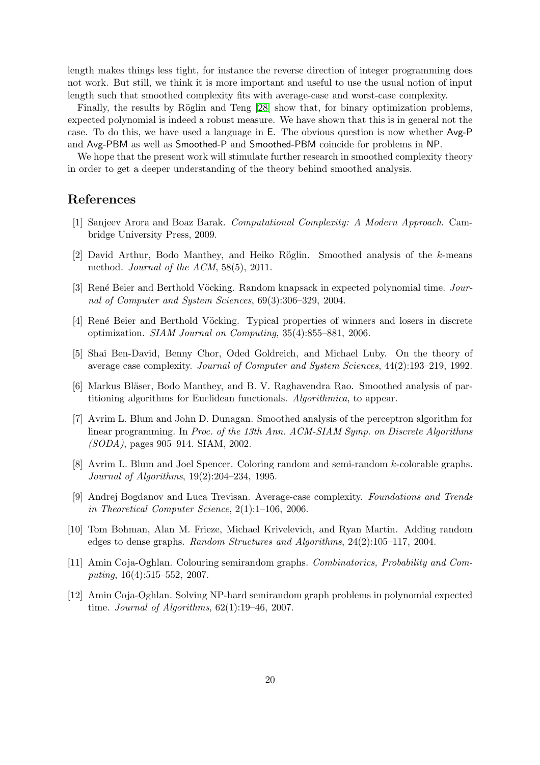length makes things less tight, for instance the reverse direction of integer programming does not work. But still, we think it is more important and useful to use the usual notion of input length such that smoothed complexity fits with average-case and worst-case complexity.

Finally, the results by Röglin and Teng [28] show that, for binary optimization problems, expected polynomial is indeed a robust measure. We have shown that this is in general not the case. To do this, we have used a language in E. The obvious question is now whether Avg-P and Avg-PBM as well as Smoothed-P and Smoothed-PBM coincide for problems in NP.

We hope that the present work will stimulate further research in smoothed complexity theory in order to get a deeper understanding of the theory behind smoothed analysis.

## References

[1] Sanjeev Arora and Boaz Barak. *Computational Complexity: A Modern Approach*. Cambridge University Press, 2009.

[2] David Arthur, Bodo Manthey, and Heiko Röglin. Smoothed analysis of the $k$-means method. *Journal of the ACM*, 58(5), 2011.

[3] René Beier and Berthold Vöcking. Random knapsack in expected polynomial time. *Journal of Computer and System Sciences*, 69(3):306–329, 2004.

[4] René Beier and Berthold Vöcking. Typical properties of winners and losers in discrete optimization. *SIAM Journal on Computing*, 35(4):855–881, 2006.

[5] Shai Ben-David, Benny Chor, Oded Goldreich, and Michael Luby. On the theory of average case complexity. *Journal of Computer and System Sciences*, 44(2):193–219, 1992.

[6] Markus Bläser, Bodo Manthey, and B. V. Raghavendra Rao. Smoothed analysis of partitioning algorithms for Euclidean functionals. *Algorithmica*, to appear.

[7] Avrim L. Blum and John D. Dunagan. Smoothed analysis of the perceptron algorithm for linear programming. In *Proc. of the 13th Ann. ACM-SIAM Symp. on Discrete Algorithms (SODA)*, pages 905–914. SIAM, 2002.

[8] Avrim L. Blum and Joel Spencer. Coloring random and semi-random $k$-colorable graphs. *Journal of Algorithms*, 19(2):204–234, 1995.

[9] Andrej Bogdanov and Luca Trevisan. Average-case complexity. *Foundations and Trends in Theoretical Computer Science*, 2(1):1–106, 2006.

[10] Tom Bohman, Alan M. Frieze, Michael Krivelevich, and Ryan Martin. Adding random edges to dense graphs. *Random Structures and Algorithms*, 24(2):105–117, 2004.

[11] Amin Coja-Oghlan. Colouring semirandom graphs. *Combinatorics, Probability and Computing*, 16(4):515–552, 2007.

[12] Amin Coja-Oghlan. Solving NP-hard semirandom graph problems in polynomial expected time. *Journal of Algorithms*, 62(1):19–46, 2007.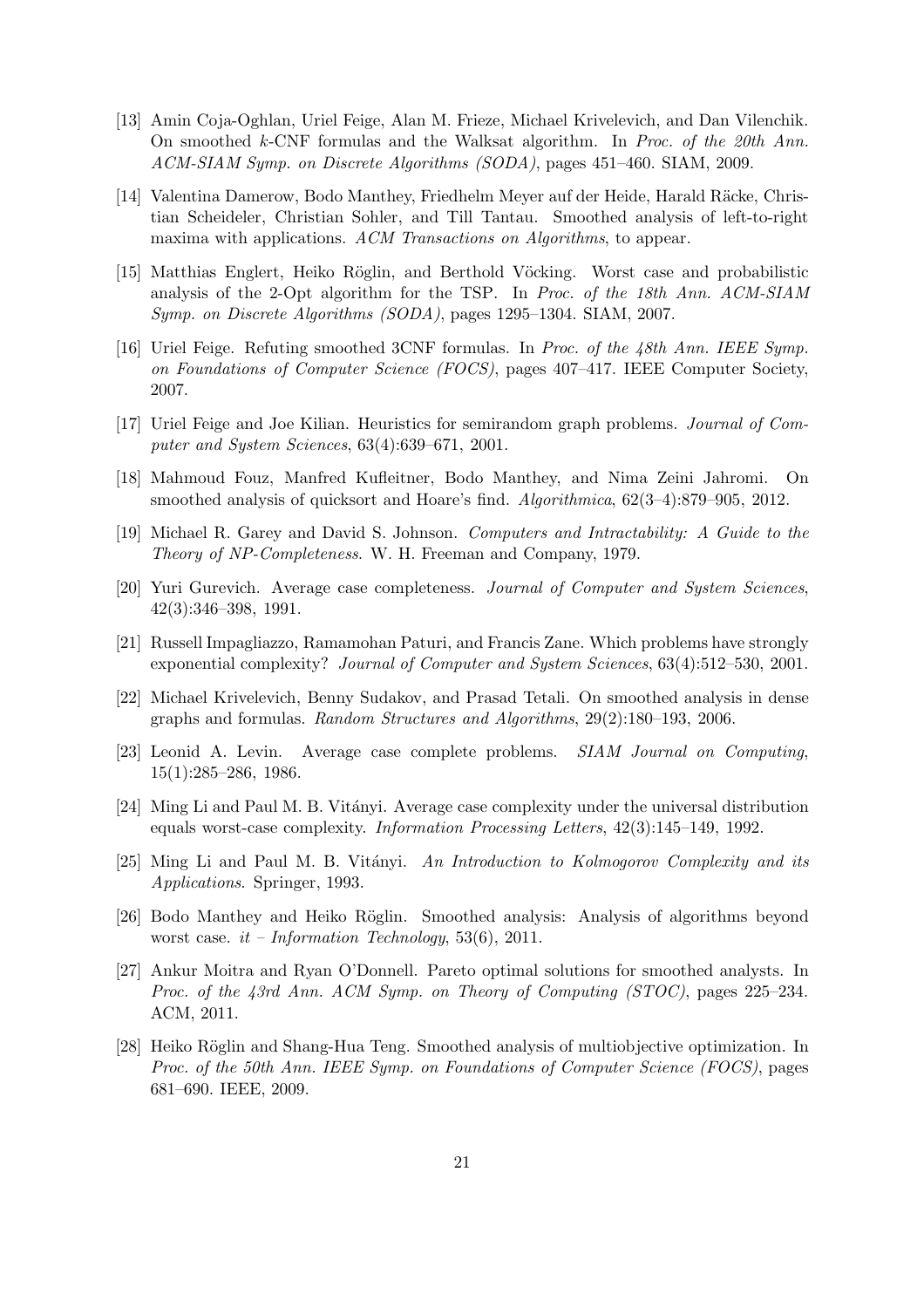[13] Amin Coja-Oghlan, Uriel Feige, Alan M. Frieze, Michael Krivelevich, and Dan Vilenchik. On smoothed $k$-CNF formulas and the Walksat algorithm. In *Proc. of the 20th Ann. ACM-SIAM Symp. on Discrete Algorithms (SODA)*, pages 451–460. SIAM, 2009.

[14] Valentina Damerow, Bodo Manthey, Friedhelm Meyer auf der Heide, Harald Räcke, Christian Scheideler, Christian Sohler, and Till Tantau. Smoothed analysis of left-to-right maxima with applications. *ACM Transactions on Algorithms*, to appear.

[15] Matthias Englert, Heiko Röglin, and Berthold Vöcking. Worst case and probabilistic analysis of the 2-Opt algorithm for the TSP. In *Proc. of the 18th Ann. ACM-SIAM Symp. on Discrete Algorithms (SODA)*, pages 1295–1304. SIAM, 2007.

[16] Uriel Feige. Refuting smoothed 3CNF formulas. In *Proc. of the 48th Ann. IEEE Symp. on Foundations of Computer Science (FOCS)*, pages 407–417. IEEE Computer Society, 2007.

[17] Uriel Feige and Joe Kilian. Heuristics for semirandom graph problems. *Journal of Computer and System Sciences*, 63(4):639–671, 2001.

[18] Mahmoud Fouz, Manfred Kufleitner, Bodo Manthey, and Nima Zeini Jahromi. On smoothed analysis of quicksort and Hoare's find. *Algorithmica*, 62(3–4):879–905, 2012.

[19] Michael R. Garey and David S. Johnson. *Computers and Intractability: A Guide to the Theory of NP-Completeness*. W. H. Freeman and Company, 1979.

[20] Yuri Gurevich. Average case completeness. *Journal of Computer and System Sciences*, 42(3):346–398, 1991.

[21] Russell Impagliazzo, Ramamohan Paturi, and Francis Zane. Which problems have strongly exponential complexity? *Journal of Computer and System Sciences*, 63(4):512–530, 2001.

[22] Michael Krivelevich, Benny Sudakov, and Prasad Tetali. On smoothed analysis in dense graphs and formulas. *Random Structures and Algorithms*, 29(2):180–193, 2006.

[23] Leonid A. Levin. Average case complete problems. *SIAM Journal on Computing*, 15(1):285–286, 1986.

[24] Ming Li and Paul M. B. Vitányi. Average case complexity under the universal distribution equals worst-case complexity. *Information Processing Letters*, 42(3):145–149, 1992.

[25] Ming Li and Paul M. B. Vitányi. *An Introduction to Kolmogorov Complexity and its Applications*. Springer, 1993.

[26] Bodo Manthey and Heiko Röglin. Smoothed analysis: Analysis of algorithms beyond worst case. *it – Information Technology*, 53(6), 2011.

[27] Ankur Moitra and Ryan O'Donnell. Pareto optimal solutions for smoothed analysts. In *Proc. of the 43rd Ann. ACM Symp. on Theory of Computing (STOC)*, pages 225–234. ACM, 2011.

[28] Heiko Röglin and Shang-Hua Teng. Smoothed analysis of multiobjective optimization. In *Proc. of the 50th Ann. IEEE Symp. on Foundations of Computer Science (FOCS)*, pages 681–690. IEEE, 2009.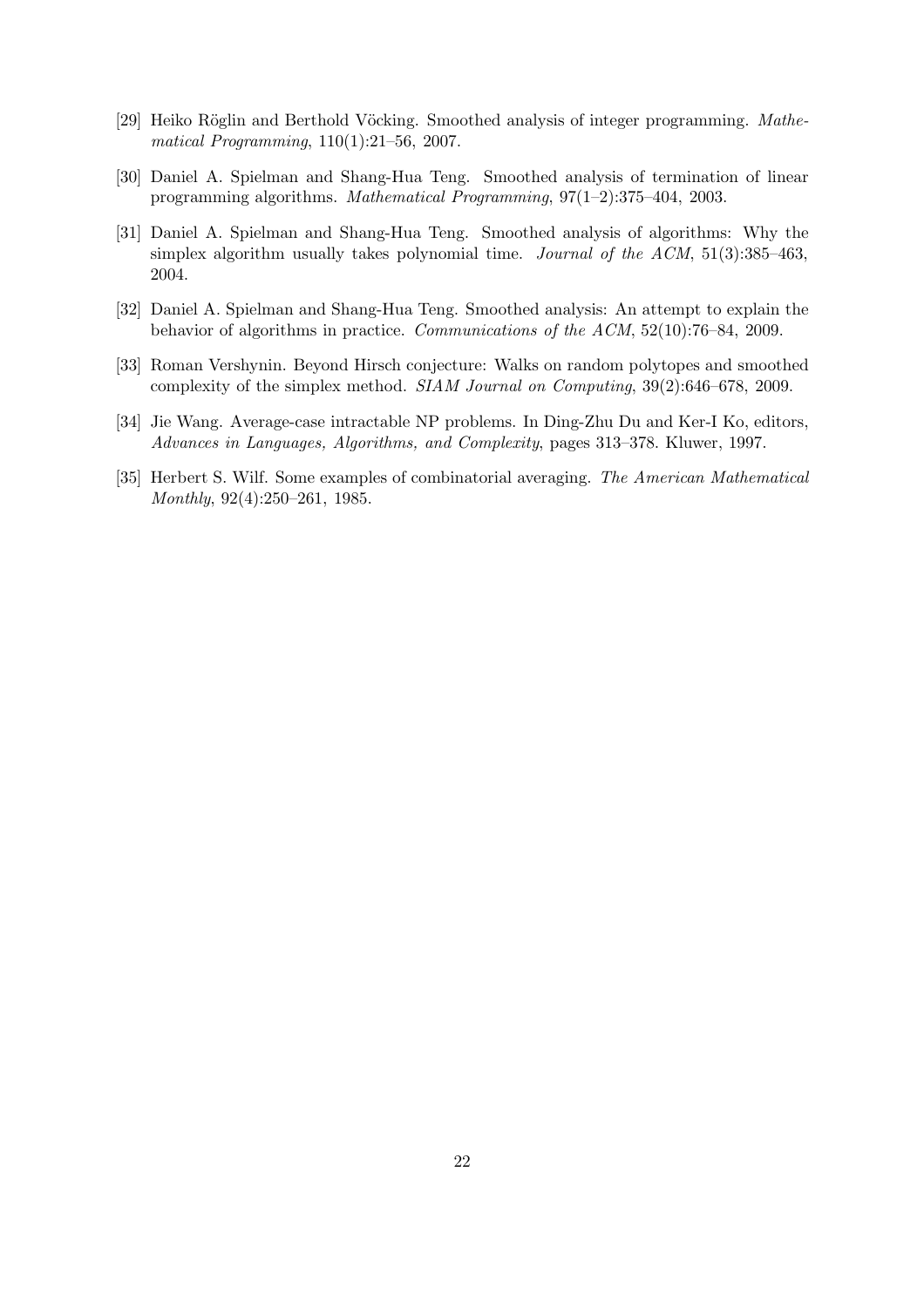[29] Heiko Röglin and Berthold Vöcking. Smoothed analysis of integer programming. *Mathematical Programming*, 110(1):21–56, 2007.

[30] Daniel A. Spielman and Shang-Hua Teng. Smoothed analysis of termination of linear programming algorithms. *Mathematical Programming*, 97(1–2):375–404, 2003.

[31] Daniel A. Spielman and Shang-Hua Teng. Smoothed analysis of algorithms: Why the simplex algorithm usually takes polynomial time. *Journal of the ACM*, 51(3):385–463, 2004.

[32] Daniel A. Spielman and Shang-Hua Teng. Smoothed analysis: An attempt to explain the behavior of algorithms in practice. *Communications of the ACM*, 52(10):76–84, 2009.

[33] Roman Vershynin. Beyond Hirsch conjecture: Walks on random polytopes and smoothed complexity of the simplex method. *SIAM Journal on Computing*, 39(2):646–678, 2009.

[34] Jie Wang. Average-case intractable NP problems. In Ding-Zhu Du and Ker-I Ko, editors, *Advances in Languages, Algorithms, and Complexity*, pages 313–378. Kluwer, 1997.

[35] Herbert S. Wilf. Some examples of combinatorial averaging. *The American Mathematical Monthly*, 92(4):250–261, 1985.